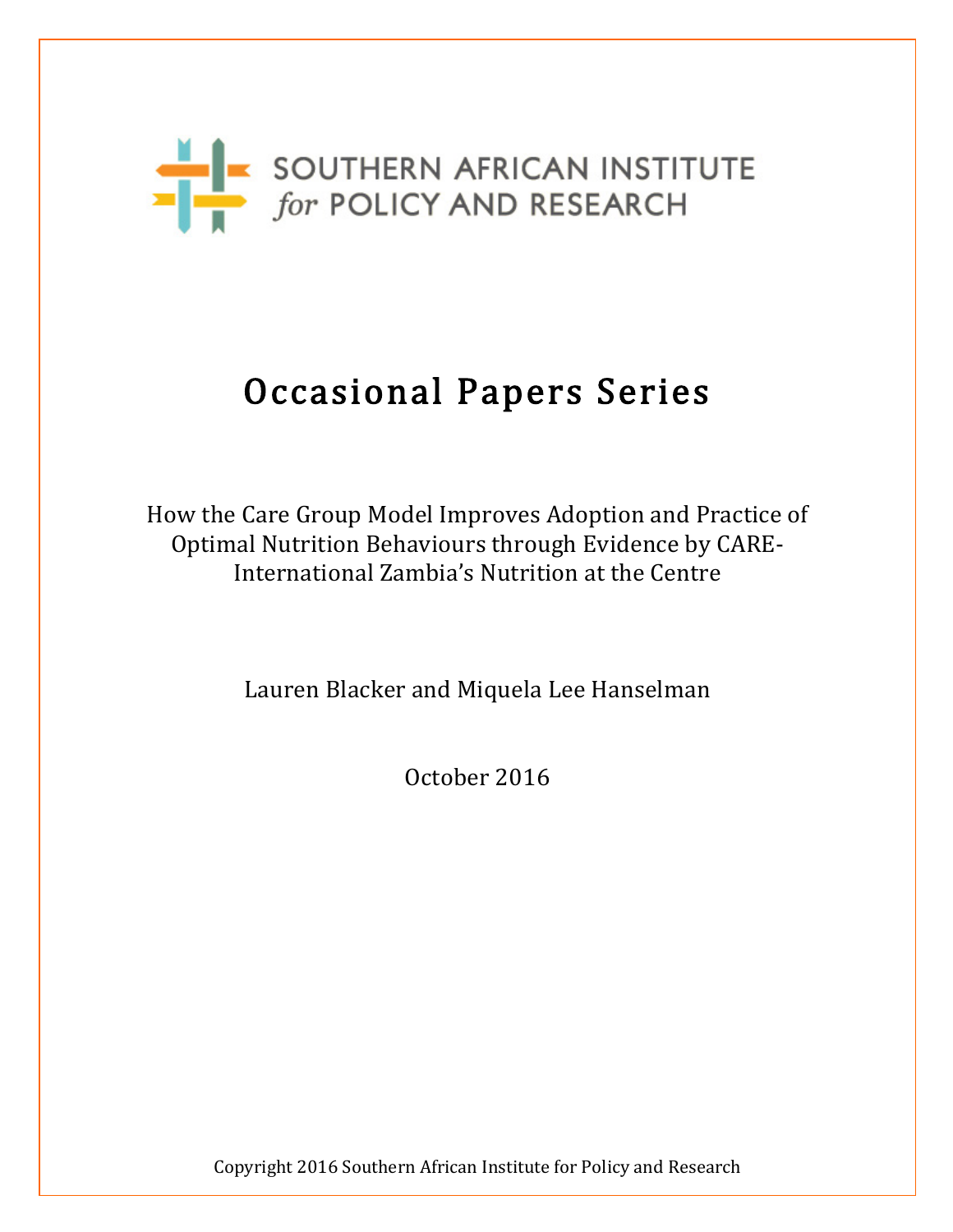SOUTHERN AFRICAN INSTITUTE
*for* POLICY AND RESEARCH

# Occasional Papers Series

How the Care Group Model Improves Adoption and Practice of Optimal Nutrition Behaviours through Evidence by CARE-International Zambia's Nutrition at the Centre

Lauren Blacker and Miquela Lee Hanselman

October 2016

Copyright 2016 Southern African Institute for Policy and Research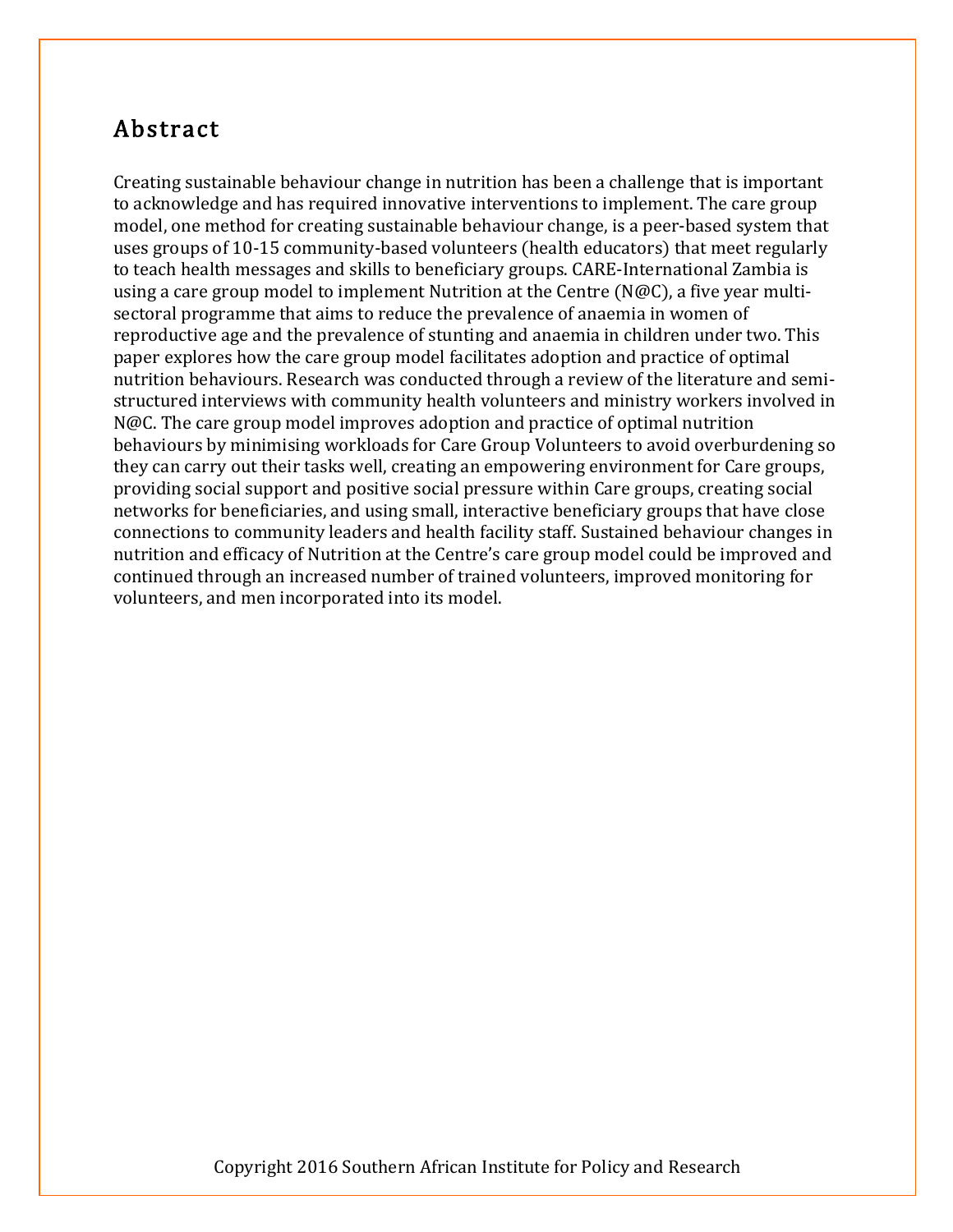## Abstract

Creating sustainable behaviour change in nutrition has been a challenge that is important to acknowledge and has required innovative interventions to implement. The care group model, one method for creating sustainable behaviour change, is a peer-based system that uses groups of 10-15 community-based volunteers (health educators) that meet regularly to teach health messages and skills to beneficiary groups. CARE-International Zambia is using a care group model to implement Nutrition at the Centre (N@C), a five year multi-sectoral programme that aims to reduce the prevalence of anaemia in women of reproductive age and the prevalence of stunting and anaemia in children under two. This paper explores how the care group model facilitates adoption and practice of optimal nutrition behaviours. Research was conducted through a review of the literature and semi-structured interviews with community health volunteers and ministry workers involved in N@C. The care group model improves adoption and practice of optimal nutrition behaviours by minimising workloads for Care Group Volunteers to avoid overburdening so they can carry out their tasks well, creating an empowering environment for Care groups, providing social support and positive social pressure within Care groups, creating social networks for beneficiaries, and using small, interactive beneficiary groups that have close connections to community leaders and health facility staff. Sustained behaviour changes in nutrition and efficacy of Nutrition at the Centre's care group model could be improved and continued through an increased number of trained volunteers, improved monitoring for volunteers, and men incorporated into its model.

Copyright 2016 Southern African Institute for Policy and Research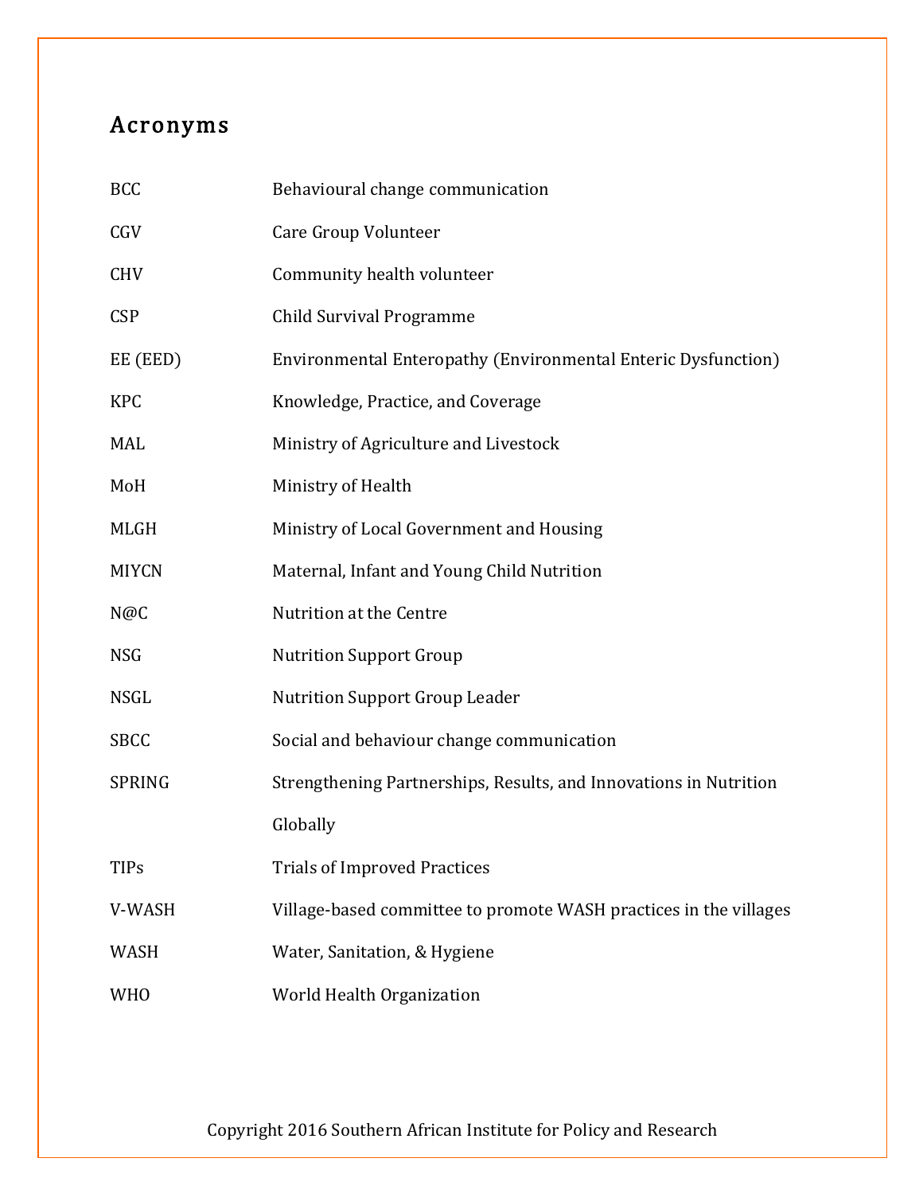## Acronyms

| | |
|---|---|
| BCC | Behavioural change communication |
| CGV | Care Group Volunteer |
| CHV | Community health volunteer |
| CSP | Child Survival Programme |
| EE (EED) | Environmental Enteropathy (Environmental Enteric Dysfunction) |
| KPC | Knowledge, Practice, and Coverage |
| MAL | Ministry of Agriculture and Livestock |
| MoH | Ministry of Health |
| MLGH | Ministry of Local Government and Housing |
| MIYCN | Maternal, Infant and Young Child Nutrition |
| N@C | Nutrition at the Centre |
| NSG | Nutrition Support Group |
| NSGL | Nutrition Support Group Leader |
| SBCC | Social and behaviour change communication |
| SPRING | Strengthening Partnerships, Results, and Innovations in Nutrition Globally |
| TIPs | Trials of Improved Practices |
| V-WASH | Village-based committee to promote WASH practices in the villages |
| WASH | Water, Sanitation, & Hygiene |
| WHO | World Health Organization |

Copyright 2016 Southern African Institute for Policy and Research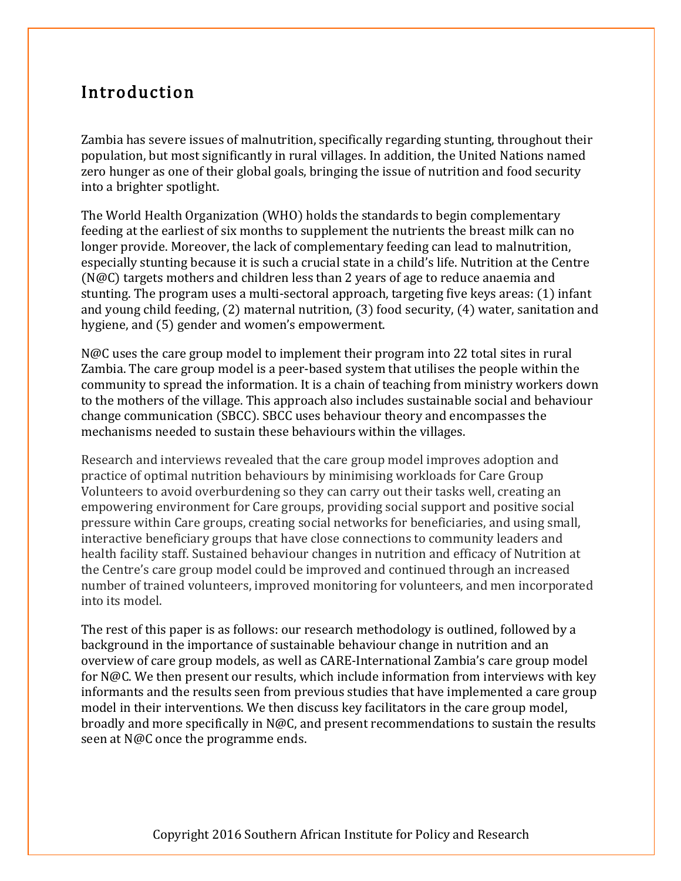## Introduction

Zambia has severe issues of malnutrition, specifically regarding stunting, throughout their population, but most significantly in rural villages. In addition, the United Nations named zero hunger as one of their global goals, bringing the issue of nutrition and food security into a brighter spotlight.

The World Health Organization (WHO) holds the standards to begin complementary feeding at the earliest of six months to supplement the nutrients the breast milk can no longer provide. Moreover, the lack of complementary feeding can lead to malnutrition, especially stunting because it is such a crucial state in a child's life. Nutrition at the Centre (N@C) targets mothers and children less than 2 years of age to reduce anaemia and stunting. The program uses a multi-sectoral approach, targeting five keys areas: (1) infant and young child feeding, (2) maternal nutrition, (3) food security, (4) water, sanitation and hygiene, and (5) gender and women's empowerment.

N@C uses the care group model to implement their program into 22 total sites in rural Zambia. The care group model is a peer-based system that utilises the people within the community to spread the information. It is a chain of teaching from ministry workers down to the mothers of the village. This approach also includes sustainable social and behaviour change communication (SBCC). SBCC uses behaviour theory and encompasses the mechanisms needed to sustain these behaviours within the villages.

Research and interviews revealed that the care group model improves adoption and practice of optimal nutrition behaviours by minimising workloads for Care Group Volunteers to avoid overburdening so they can carry out their tasks well, creating an empowering environment for Care groups, providing social support and positive social pressure within Care groups, creating social networks for beneficiaries, and using small, interactive beneficiary groups that have close connections to community leaders and health facility staff. Sustained behaviour changes in nutrition and efficacy of Nutrition at the Centre's care group model could be improved and continued through an increased number of trained volunteers, improved monitoring for volunteers, and men incorporated into its model.

The rest of this paper is as follows: our research methodology is outlined, followed by a background in the importance of sustainable behaviour change in nutrition and an overview of care group models, as well as CARE-International Zambia's care group model for N@C. We then present our results, which include information from interviews with key informants and the results seen from previous studies that have implemented a care group model in their interventions. We then discuss key facilitators in the care group model, broadly and more specifically in N@C, and present recommendations to sustain the results seen at N@C once the programme ends.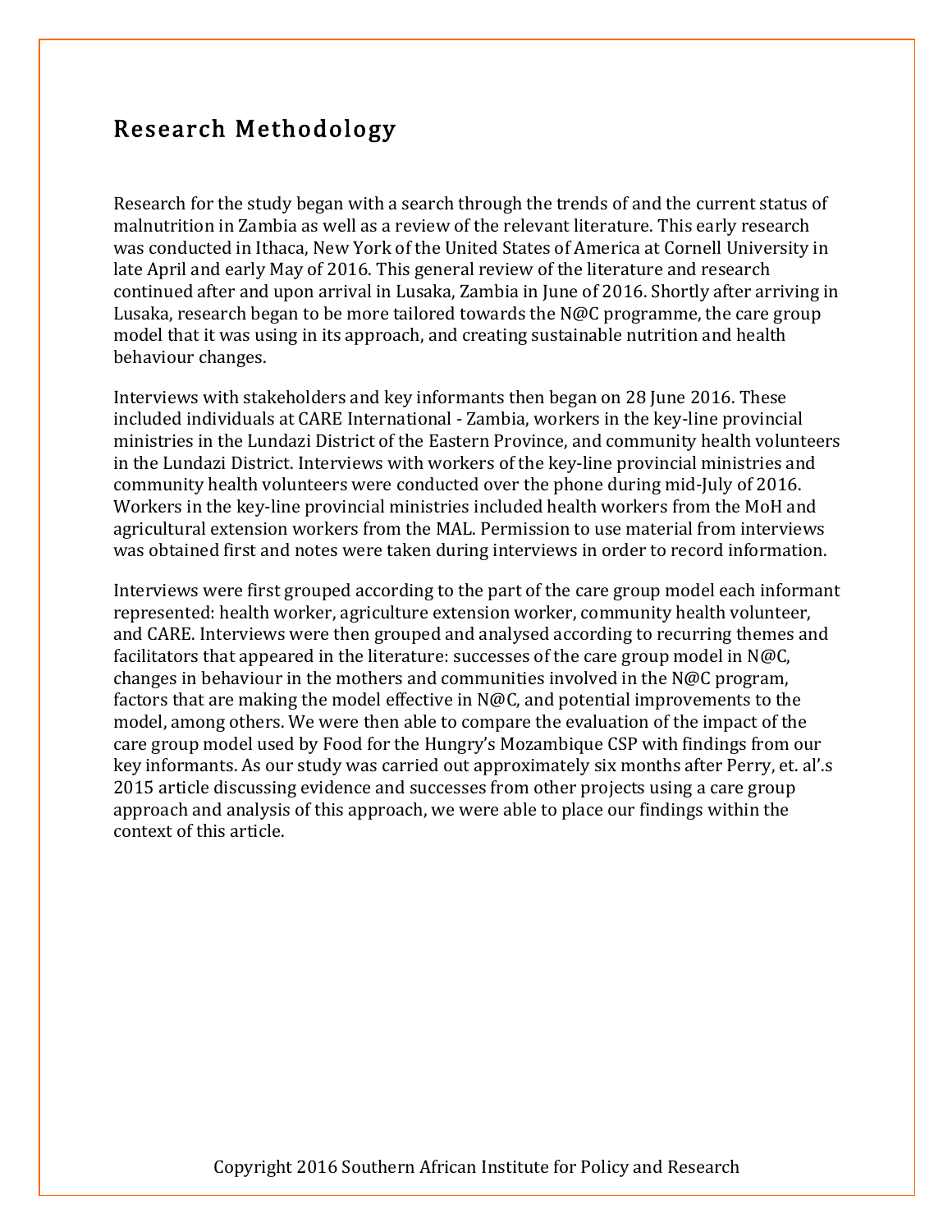## Research Methodology

Research for the study began with a search through the trends of and the current status of malnutrition in Zambia as well as a review of the relevant literature. This early research was conducted in Ithaca, New York of the United States of America at Cornell University in late April and early May of 2016. This general review of the literature and research continued after and upon arrival in Lusaka, Zambia in June of 2016. Shortly after arriving in Lusaka, research began to be more tailored towards the N@C programme, the care group model that it was using in its approach, and creating sustainable nutrition and health behaviour changes.

Interviews with stakeholders and key informants then began on 28 June 2016. These included individuals at CARE International - Zambia, workers in the key-line provincial ministries in the Lundazi District of the Eastern Province, and community health volunteers in the Lundazi District. Interviews with workers of the key-line provincial ministries and community health volunteers were conducted over the phone during mid-July of 2016. Workers in the key-line provincial ministries included health workers from the MoH and agricultural extension workers from the MAL. Permission to use material from interviews was obtained first and notes were taken during interviews in order to record information.

Interviews were first grouped according to the part of the care group model each informant represented: health worker, agriculture extension worker, community health volunteer, and CARE. Interviews were then grouped and analysed according to recurring themes and facilitators that appeared in the literature: successes of the care group model in N@C, changes in behaviour in the mothers and communities involved in the N@C program, factors that are making the model effective in N@C, and potential improvements to the model, among others. We were then able to compare the evaluation of the impact of the care group model used by Food for the Hungry's Mozambique CSP with findings from our key informants. As our study was carried out approximately six months after Perry, et. al'.s 2015 article discussing evidence and successes from other projects using a care group approach and analysis of this approach, we were able to place our findings within the context of this article.

Copyright 2016 Southern African Institute for Policy and Research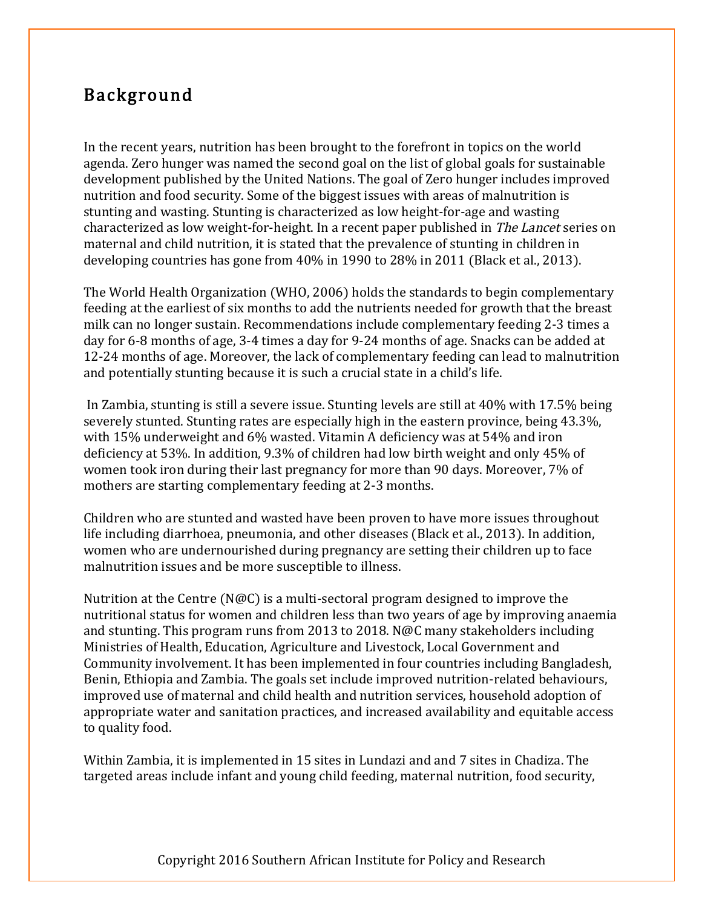## Background

In the recent years, nutrition has been brought to the forefront in topics on the world agenda. Zero hunger was named the second goal on the list of global goals for sustainable development published by the United Nations. The goal of Zero hunger includes improved nutrition and food security. Some of the biggest issues with areas of malnutrition is stunting and wasting. Stunting is characterized as low height-for-age and wasting characterized as low weight-for-height. In a recent paper published in *The Lancet* series on maternal and child nutrition, it is stated that the prevalence of stunting in children in developing countries has gone from 40% in 1990 to 28% in 2011 (Black et al., 2013).

The World Health Organization (WHO, 2006) holds the standards to begin complementary feeding at the earliest of six months to add the nutrients needed for growth that the breast milk can no longer sustain. Recommendations include complementary feeding 2-3 times a day for 6-8 months of age, 3-4 times a day for 9-24 months of age. Snacks can be added at 12-24 months of age. Moreover, the lack of complementary feeding can lead to malnutrition and potentially stunting because it is such a crucial state in a child's life.

In Zambia, stunting is still a severe issue. Stunting levels are still at 40% with 17.5% being severely stunted. Stunting rates are especially high in the eastern province, being 43.3%, with 15% underweight and 6% wasted. Vitamin A deficiency was at 54% and iron deficiency at 53%. In addition, 9.3% of children had low birth weight and only 45% of women took iron during their last pregnancy for more than 90 days. Moreover, 7% of mothers are starting complementary feeding at 2-3 months.

Children who are stunted and wasted have been proven to have more issues throughout life including diarrhoea, pneumonia, and other diseases (Black et al., 2013). In addition, women who are undernourished during pregnancy are setting their children up to face malnutrition issues and be more susceptible to illness.

Nutrition at the Centre (N@C) is a multi-sectoral program designed to improve the nutritional status for women and children less than two years of age by improving anaemia and stunting. This program runs from 2013 to 2018. N@C many stakeholders including Ministries of Health, Education, Agriculture and Livestock, Local Government and Community involvement. It has been implemented in four countries including Bangladesh, Benin, Ethiopia and Zambia. The goals set include improved nutrition-related behaviours, improved use of maternal and child health and nutrition services, household adoption of appropriate water and sanitation practices, and increased availability and equitable access to quality food.

Within Zambia, it is implemented in 15 sites in Lundazi and and 7 sites in Chadiza. The targeted areas include infant and young child feeding, maternal nutrition, food security,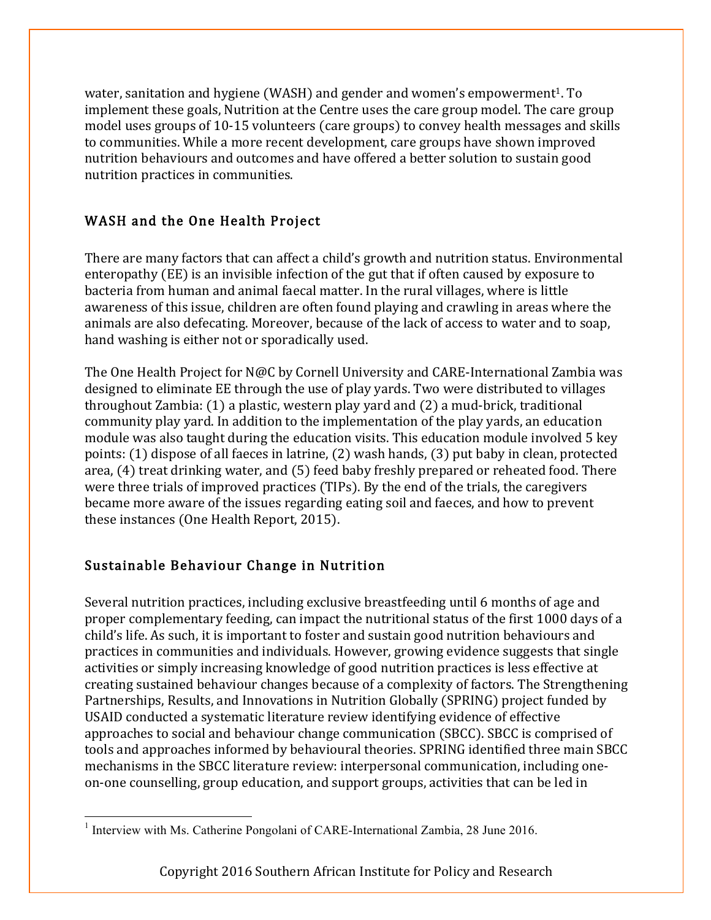water, sanitation and hygiene (WASH) and gender and women's empowerment[1]. To implement these goals, Nutrition at the Centre uses the care group model. The care group model uses groups of 10-15 volunteers (care groups) to convey health messages and skills to communities. While a more recent development, care groups have shown improved nutrition behaviours and outcomes and have offered a better solution to sustain good nutrition practices in communities.

## WASH and the One Health Project

There are many factors that can affect a child's growth and nutrition status. Environmental enteropathy (EE) is an invisible infection of the gut that if often caused by exposure to bacteria from human and animal faecal matter. In the rural villages, where is little awareness of this issue, children are often found playing and crawling in areas where the animals are also defecating. Moreover, because of the lack of access to water and to soap, hand washing is either not or sporadically used.

The One Health Project for N@C by Cornell University and CARE-International Zambia was designed to eliminate EE through the use of play yards. Two were distributed to villages throughout Zambia: (1) a plastic, western play yard and (2) a mud-brick, traditional community play yard. In addition to the implementation of the play yards, an education module was also taught during the education visits. This education module involved 5 key points: (1) dispose of all faeces in latrine, (2) wash hands, (3) put baby in clean, protected area, (4) treat drinking water, and (5) feed baby freshly prepared or reheated food. There were three trials of improved practices (TIPs). By the end of the trials, the caregivers became more aware of the issues regarding eating soil and faeces, and how to prevent these instances (One Health Report, 2015).

## Sustainable Behaviour Change in Nutrition

Several nutrition practices, including exclusive breastfeeding until 6 months of age and proper complementary feeding, can impact the nutritional status of the first 1000 days of a child's life. As such, it is important to foster and sustain good nutrition behaviours and practices in communities and individuals. However, growing evidence suggests that single activities or simply increasing knowledge of good nutrition practices is less effective at creating sustained behaviour changes because of a complexity of factors. The Strengthening Partnerships, Results, and Innovations in Nutrition Globally (SPRING) project funded by USAID conducted a systematic literature review identifying evidence of effective approaches to social and behaviour change communication (SBCC). SBCC is comprised of tools and approaches informed by behavioural theories. SPRING identified three main SBCC mechanisms in the SBCC literature review: interpersonal communication, including one-on-one counselling, group education, and support groups, activities that can be led in

[1] Interview with Ms. Catherine Pongolani of CARE-International Zambia, 28 June 2016.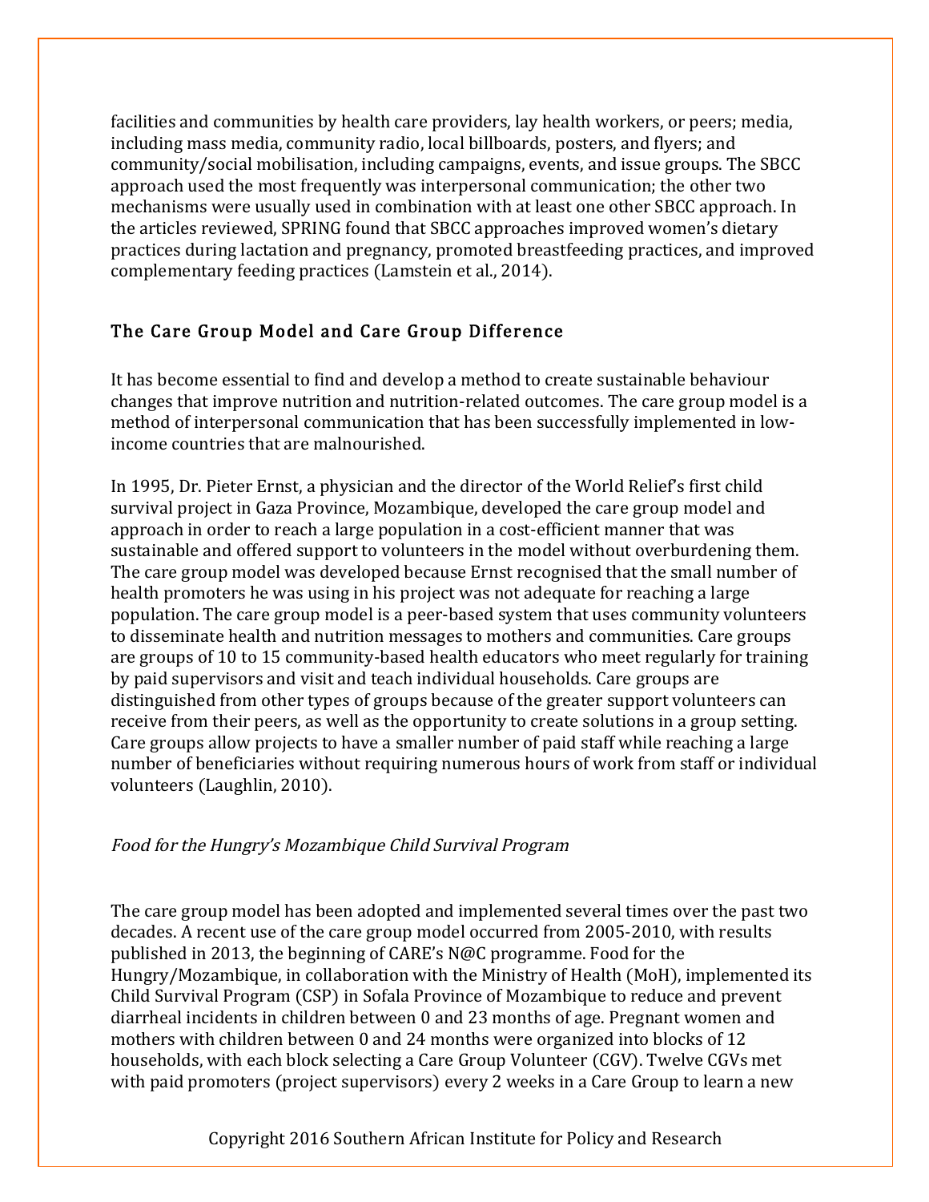facilities and communities by health care providers, lay health workers, or peers; media, including mass media, community radio, local billboards, posters, and flyers; and community/social mobilisation, including campaigns, events, and issue groups. The SBCC approach used the most frequently was interpersonal communication; the other two mechanisms were usually used in combination with at least one other SBCC approach. In the articles reviewed, SPRING found that SBCC approaches improved women's dietary practices during lactation and pregnancy, promoted breastfeeding practices, and improved complementary feeding practices (Lamstein et al., 2014).

## The Care Group Model and Care Group Difference

It has become essential to find and develop a method to create sustainable behaviour changes that improve nutrition and nutrition-related outcomes. The care group model is a method of interpersonal communication that has been successfully implemented in low-income countries that are malnourished.

In 1995, Dr. Pieter Ernst, a physician and the director of the World Relief's first child survival project in Gaza Province, Mozambique, developed the care group model and approach in order to reach a large population in a cost-efficient manner that was sustainable and offered support to volunteers in the model without overburdening them. The care group model was developed because Ernst recognised that the small number of health promoters he was using in his project was not adequate for reaching a large population. The care group model is a peer-based system that uses community volunteers to disseminate health and nutrition messages to mothers and communities. Care groups are groups of 10 to 15 community-based health educators who meet regularly for training by paid supervisors and visit and teach individual households. Care groups are distinguished from other types of groups because of the greater support volunteers can receive from their peers, as well as the opportunity to create solutions in a group setting. Care groups allow projects to have a smaller number of paid staff while reaching a large number of beneficiaries without requiring numerous hours of work from staff or individual volunteers (Laughlin, 2010).

### *Food for the Hungry's Mozambique Child Survival Program*

The care group model has been adopted and implemented several times over the past two decades. A recent use of the care group model occurred from 2005-2010, with results published in 2013, the beginning of CARE's N@C programme. Food for the Hungry/Mozambique, in collaboration with the Ministry of Health (MoH), implemented its Child Survival Program (CSP) in Sofala Province of Mozambique to reduce and prevent diarrheal incidents in children between 0 and 23 months of age. Pregnant women and mothers with children between 0 and 24 months were organized into blocks of 12 households, with each block selecting a Care Group Volunteer (CGV). Twelve CGVs met with paid promoters (project supervisors) every 2 weeks in a Care Group to learn a new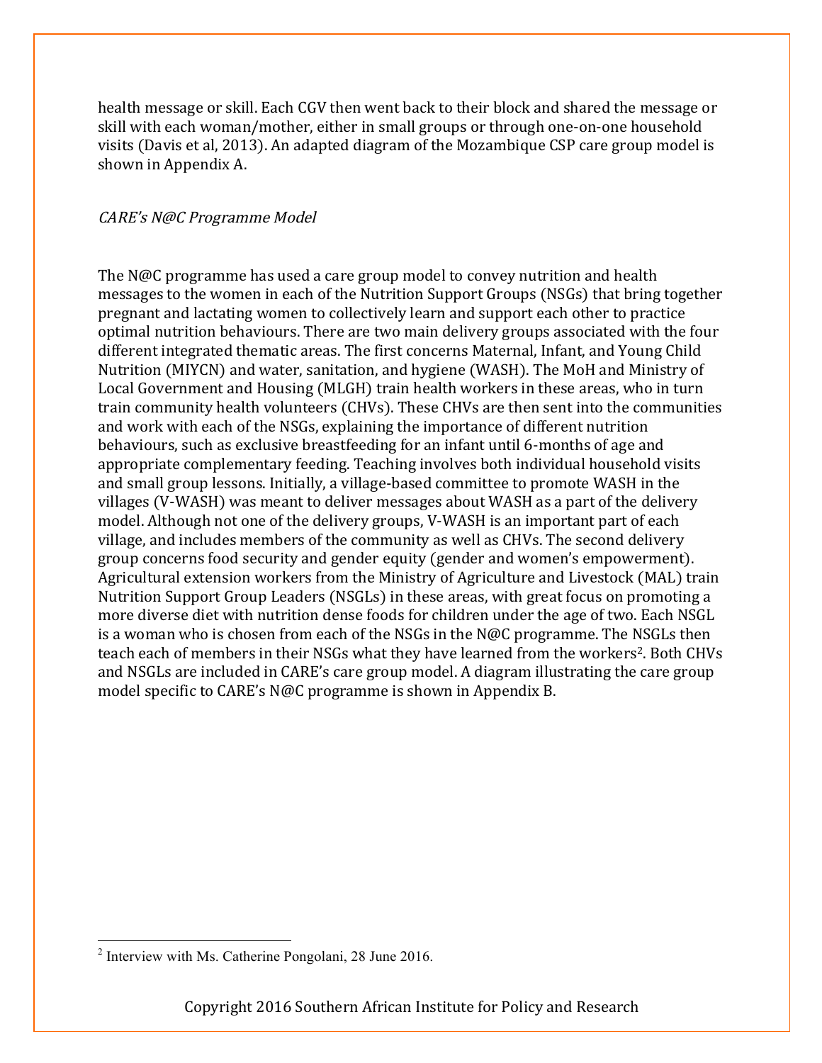health message or skill. Each CGV then went back to their block and shared the message or skill with each woman/mother, either in small groups or through one-on-one household visits (Davis et al, 2013). An adapted diagram of the Mozambique CSP care group model is shown in Appendix A.

*CARE's N@C Programme Model*

The N@C programme has used a care group model to convey nutrition and health messages to the women in each of the Nutrition Support Groups (NSGs) that bring together pregnant and lactating women to collectively learn and support each other to practice optimal nutrition behaviours. There are two main delivery groups associated with the four different integrated thematic areas. The first concerns Maternal, Infant, and Young Child Nutrition (MIYCN) and water, sanitation, and hygiene (WASH). The MoH and Ministry of Local Government and Housing (MLGH) train health workers in these areas, who in turn train community health volunteers (CHVs). These CHVs are then sent into the communities and work with each of the NSGs, explaining the importance of different nutrition behaviours, such as exclusive breastfeeding for an infant until 6-months of age and appropriate complementary feeding. Teaching involves both individual household visits and small group lessons. Initially, a village-based committee to promote WASH in the villages (V-WASH) was meant to deliver messages about WASH as a part of the delivery model. Although not one of the delivery groups, V-WASH is an important part of each village, and includes members of the community as well as CHVs. The second delivery group concerns food security and gender equity (gender and women's empowerment). Agricultural extension workers from the Ministry of Agriculture and Livestock (MAL) train Nutrition Support Group Leaders (NSGLs) in these areas, with great focus on promoting a more diverse diet with nutrition dense foods for children under the age of two. Each NSGL is a woman who is chosen from each of the NSGs in the N@C programme. The NSGLs then teach each of members in their NSGs what they have learned from the workers[2]. Both CHVs and NSGLs are included in CARE's care group model. A diagram illustrating the care group model specific to CARE's N@C programme is shown in Appendix B.

[2] Interview with Ms. Catherine Pongolani, 28 June 2016.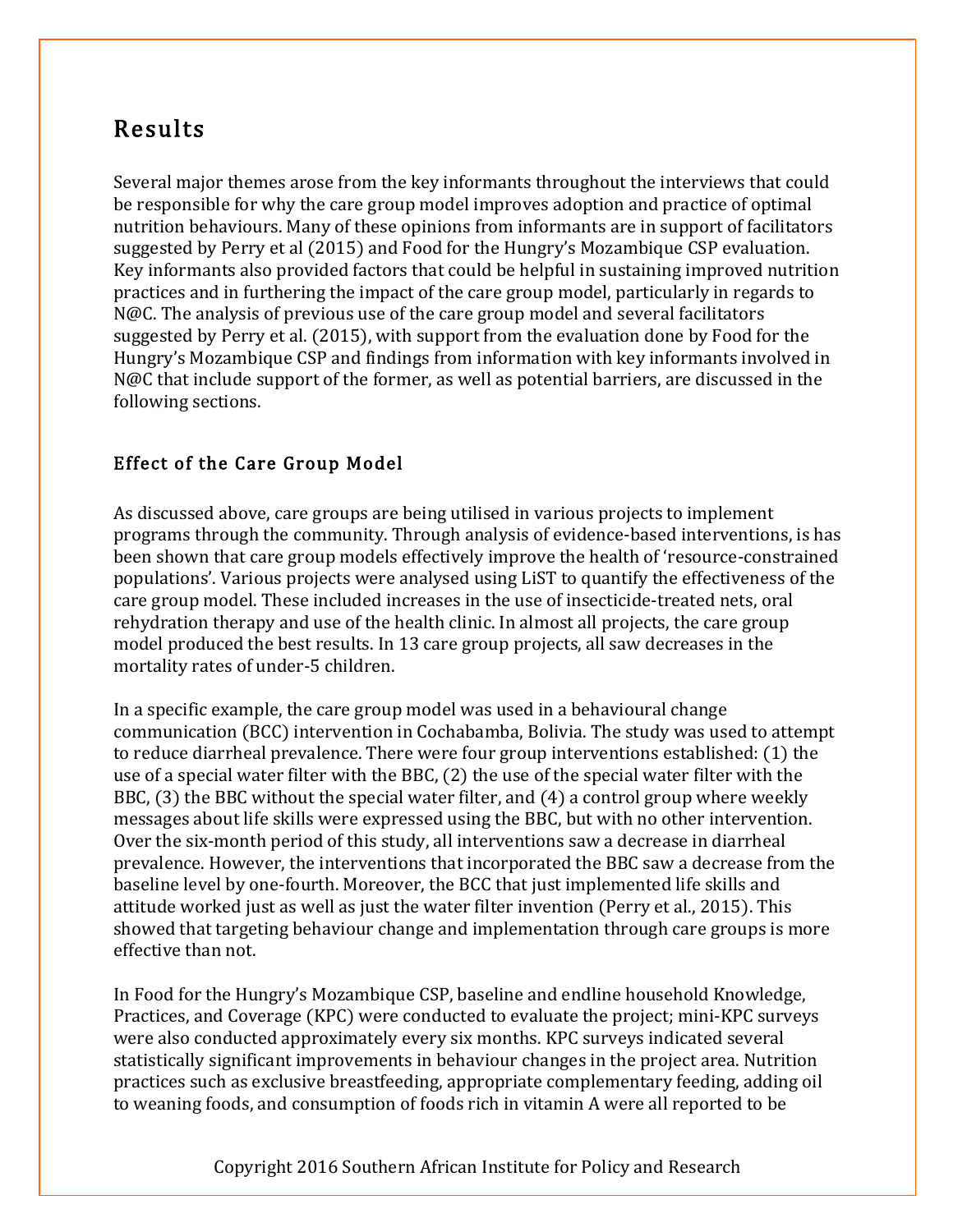## Results

Several major themes arose from the key informants throughout the interviews that could be responsible for why the care group model improves adoption and practice of optimal nutrition behaviours. Many of these opinions from informants are in support of facilitators suggested by Perry et al (2015) and Food for the Hungry's Mozambique CSP evaluation. Key informants also provided factors that could be helpful in sustaining improved nutrition practices and in furthering the impact of the care group model, particularly in regards to N@C. The analysis of previous use of the care group model and several facilitators suggested by Perry et al. (2015), with support from the evaluation done by Food for the Hungry's Mozambique CSP and findings from information with key informants involved in N@C that include support of the former, as well as potential barriers, are discussed in the following sections.

### Effect of the Care Group Model

As discussed above, care groups are being utilised in various projects to implement programs through the community. Through analysis of evidence-based interventions, is has been shown that care group models effectively improve the health of 'resource-constrained populations'. Various projects were analysed using LiST to quantify the effectiveness of the care group model. These included increases in the use of insecticide-treated nets, oral rehydration therapy and use of the health clinic. In almost all projects, the care group model produced the best results. In 13 care group projects, all saw decreases in the mortality rates of under-5 children.

In a specific example, the care group model was used in a behavioural change communication (BCC) intervention in Cochabamba, Bolivia. The study was used to attempt to reduce diarrheal prevalence. There were four group interventions established: (1) the use of a special water filter with the BBC, (2) the use of the special water filter with the BBC, (3) the BBC without the special water filter, and (4) a control group where weekly messages about life skills were expressed using the BBC, but with no other intervention. Over the six-month period of this study, all interventions saw a decrease in diarrheal prevalence. However, the interventions that incorporated the BBC saw a decrease from the baseline level by one-fourth. Moreover, the BCC that just implemented life skills and attitude worked just as well as just the water filter invention (Perry et al., 2015). This showed that targeting behaviour change and implementation through care groups is more effective than not.

In Food for the Hungry's Mozambique CSP, baseline and endline household Knowledge, Practices, and Coverage (KPC) were conducted to evaluate the project; mini-KPC surveys were also conducted approximately every six months. KPC surveys indicated several statistically significant improvements in behaviour changes in the project area. Nutrition practices such as exclusive breastfeeding, appropriate complementary feeding, adding oil to weaning foods, and consumption of foods rich in vitamin A were all reported to be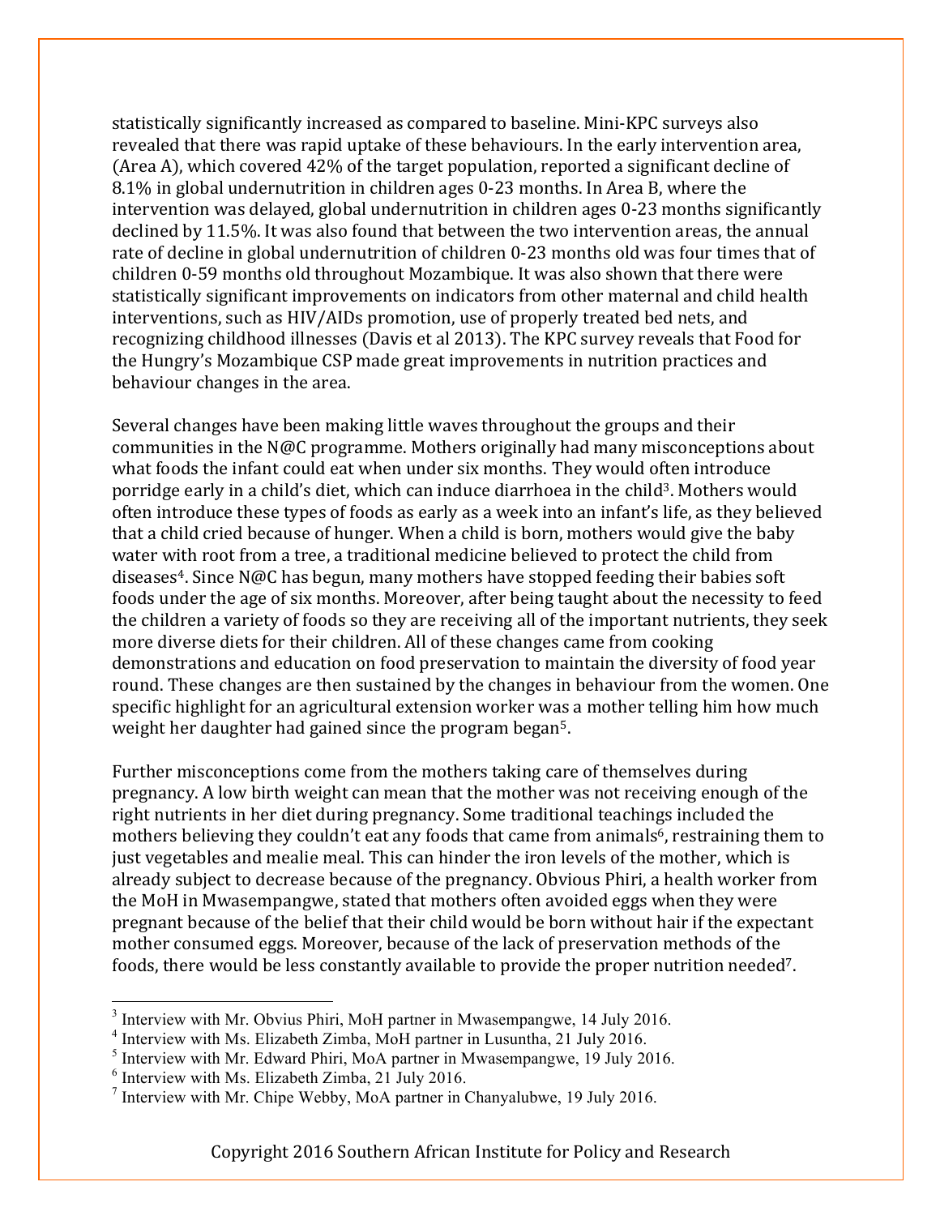statistically significantly increased as compared to baseline. Mini-KPC surveys also revealed that there was rapid uptake of these behaviours. In the early intervention area, (Area A), which covered 42% of the target population, reported a significant decline of 8.1% in global undernutrition in children ages 0-23 months. In Area B, where the intervention was delayed, global undernutrition in children ages 0-23 months significantly declined by 11.5%. It was also found that between the two intervention areas, the annual rate of decline in global undernutrition of children 0-23 months old was four times that of children 0-59 months old throughout Mozambique. It was also shown that there were statistically significant improvements on indicators from other maternal and child health interventions, such as HIV/AIDs promotion, use of properly treated bed nets, and recognizing childhood illnesses (Davis et al 2013). The KPC survey reveals that Food for the Hungry's Mozambique CSP made great improvements in nutrition practices and behaviour changes in the area.

Several changes have been making little waves throughout the groups and their communities in the N@C programme. Mothers originally had many misconceptions about what foods the infant could eat when under six months. They would often introduce porridge early in a child's diet, which can induce diarrhoea in the child[3]. Mothers would often introduce these types of foods as early as a week into an infant's life, as they believed that a child cried because of hunger. When a child is born, mothers would give the baby water with root from a tree, a traditional medicine believed to protect the child from diseases[4]. Since N@C has begun, many mothers have stopped feeding their babies soft foods under the age of six months. Moreover, after being taught about the necessity to feed the children a variety of foods so they are receiving all of the important nutrients, they seek more diverse diets for their children. All of these changes came from cooking demonstrations and education on food preservation to maintain the diversity of food year round. These changes are then sustained by the changes in behaviour from the women. One specific highlight for an agricultural extension worker was a mother telling him how much weight her daughter had gained since the program began[5].

Further misconceptions come from the mothers taking care of themselves during pregnancy. A low birth weight can mean that the mother was not receiving enough of the right nutrients in her diet during pregnancy. Some traditional teachings included the mothers believing they couldn't eat any foods that came from animals[6], restraining them to just vegetables and mealie meal. This can hinder the iron levels of the mother, which is already subject to decrease because of the pregnancy. Obvious Phiri, a health worker from the MoH in Mwasempangwe, stated that mothers often avoided eggs when they were pregnant because of the belief that their child would be born without hair if the expectant mother consumed eggs. Moreover, because of the lack of preservation methods of the foods, there would be less constantly available to provide the proper nutrition needed[7].

---

[3] Interview with Mr. Obvius Phiri, MoH partner in Mwasempangwe, 14 July 2016.

[4] Interview with Ms. Elizabeth Zimba, MoH partner in Lusuntha, 21 July 2016.

[5] Interview with Mr. Edward Phiri, MoA partner in Mwasempangwe, 19 July 2016.

[6] Interview with Ms. Elizabeth Zimba, 21 July 2016.

[7] Interview with Mr. Chipe Webby, MoA partner in Chanyalubwe, 19 July 2016.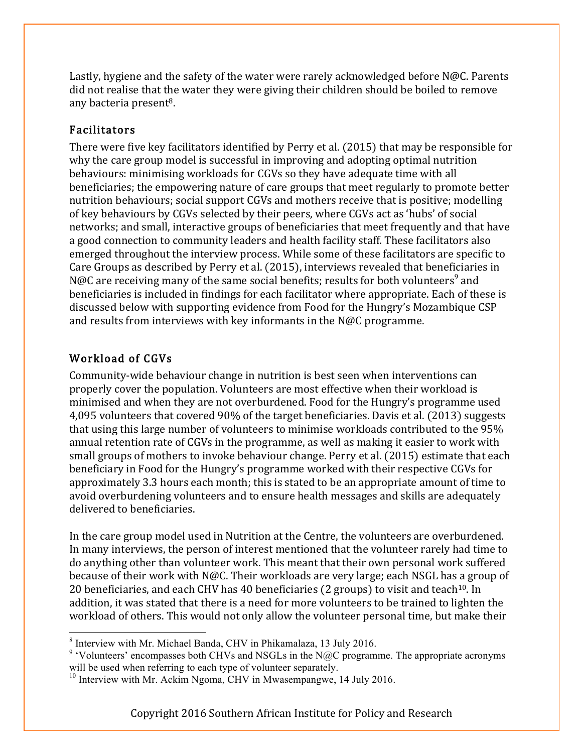Lastly, hygiene and the safety of the water were rarely acknowledged before N@C. Parents did not realise that the water they were giving their children should be boiled to remove any bacteria present[8].

## Facilitators

There were five key facilitators identified by Perry et al. (2015) that may be responsible for why the care group model is successful in improving and adopting optimal nutrition behaviours: minimising workloads for CGVs so they have adequate time with all beneficiaries; the empowering nature of care groups that meet regularly to promote better nutrition behaviours; social support CGVs and mothers receive that is positive; modelling of key behaviours by CGVs selected by their peers, where CGVs act as 'hubs' of social networks; and small, interactive groups of beneficiaries that meet frequently and that have a good connection to community leaders and health facility staff. These facilitators also emerged throughout the interview process. While some of these facilitators are specific to Care Groups as described by Perry et al. (2015), interviews revealed that beneficiaries in N@C are receiving many of the same social benefits; results for both volunteers[9] and beneficiaries is included in findings for each facilitator where appropriate. Each of these is discussed below with supporting evidence from Food for the Hungry's Mozambique CSP and results from interviews with key informants in the N@C programme.

## Workload of CGVs

Community-wide behaviour change in nutrition is best seen when interventions can properly cover the population. Volunteers are most effective when their workload is minimised and when they are not overburdened. Food for the Hungry's programme used 4,095 volunteers that covered 90% of the target beneficiaries. Davis et al. (2013) suggests that using this large number of volunteers to minimise workloads contributed to the 95% annual retention rate of CGVs in the programme, as well as making it easier to work with small groups of mothers to invoke behaviour change. Perry et al. (2015) estimate that each beneficiary in Food for the Hungry's programme worked with their respective CGVs for approximately 3.3 hours each month; this is stated to be an appropriate amount of time to avoid overburdening volunteers and to ensure health messages and skills are adequately delivered to beneficiaries.

In the care group model used in Nutrition at the Centre, the volunteers are overburdened. In many interviews, the person of interest mentioned that the volunteer rarely had time to do anything other than volunteer work. This meant that their own personal work suffered because of their work with N@C. Their workloads are very large; each NSGL has a group of 20 beneficiaries, and each CHV has 40 beneficiaries (2 groups) to visit and teach[10]. In addition, it was stated that there is a need for more volunteers to be trained to lighten the workload of others. This would not only allow the volunteer personal time, but make their

---

[8] Interview with Mr. Michael Banda, CHV in Phikamalaza, 13 July 2016.

[9] 'Volunteers' encompasses both CHVs and NSGLs in the N@C programme. The appropriate acronyms will be used when referring to each type of volunteer separately.

[10] Interview with Mr. Ackim Ngoma, CHV in Mwasempangwe, 14 July 2016.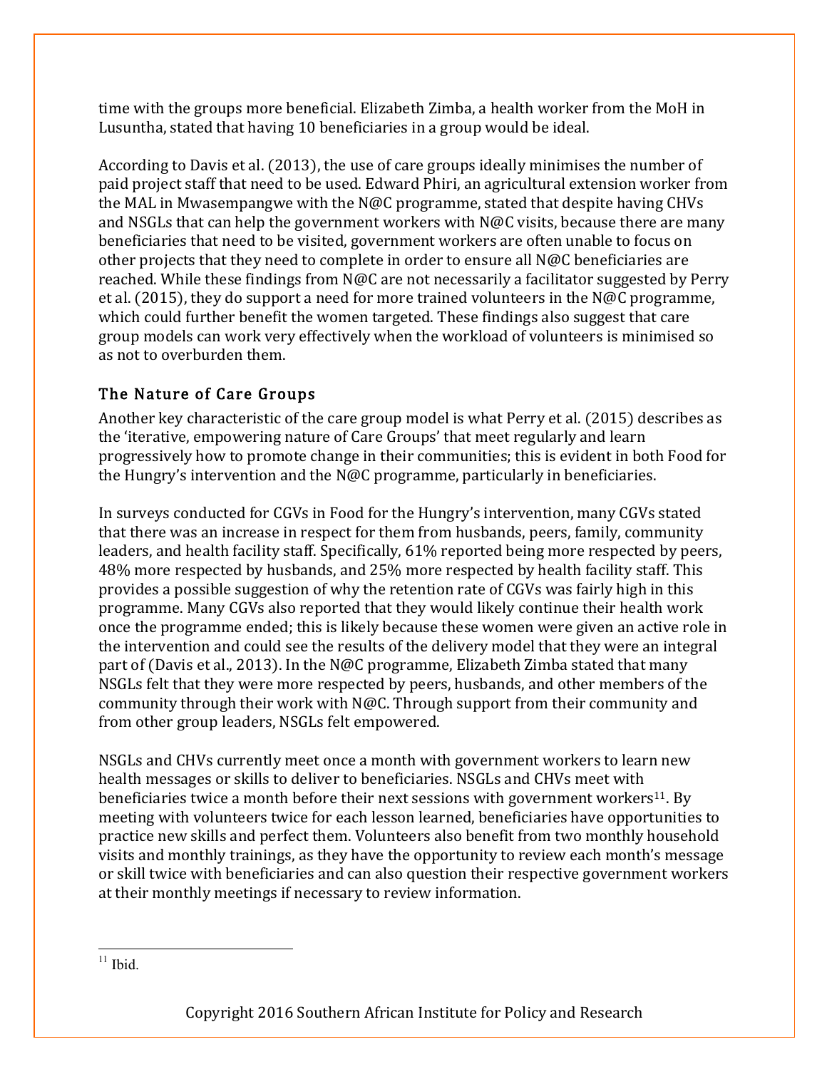time with the groups more beneficial. Elizabeth Zimba, a health worker from the MoH in Lusuntha, stated that having 10 beneficiaries in a group would be ideal.

According to Davis et al. (2013), the use of care groups ideally minimises the number of paid project staff that need to be used. Edward Phiri, an agricultural extension worker from the MAL in Mwasempangwe with the N@C programme, stated that despite having CHVs and NSGLs that can help the government workers with N@C visits, because there are many beneficiaries that need to be visited, government workers are often unable to focus on other projects that they need to complete in order to ensure all N@C beneficiaries are reached. While these findings from N@C are not necessarily a facilitator suggested by Perry et al. (2015), they do support a need for more trained volunteers in the N@C programme, which could further benefit the women targeted. These findings also suggest that care group models can work very effectively when the workload of volunteers is minimised so as not to overburden them.

## The Nature of Care Groups

Another key characteristic of the care group model is what Perry et al. (2015) describes as the 'iterative, empowering nature of Care Groups' that meet regularly and learn progressively how to promote change in their communities; this is evident in both Food for the Hungry's intervention and the N@C programme, particularly in beneficiaries.

In surveys conducted for CGVs in Food for the Hungry's intervention, many CGVs stated that there was an increase in respect for them from husbands, peers, family, community leaders, and health facility staff. Specifically, 61% reported being more respected by peers, 48% more respected by husbands, and 25% more respected by health facility staff. This provides a possible suggestion of why the retention rate of CGVs was fairly high in this programme. Many CGVs also reported that they would likely continue their health work once the programme ended; this is likely because these women were given an active role in the intervention and could see the results of the delivery model that they were an integral part of (Davis et al., 2013). In the N@C programme, Elizabeth Zimba stated that many NSGLs felt that they were more respected by peers, husbands, and other members of the community through their work with N@C. Through support from their community and from other group leaders, NSGLs felt empowered.

NSGLs and CHVs currently meet once a month with government workers to learn new health messages or skills to deliver to beneficiaries. NSGLs and CHVs meet with beneficiaries twice a month before their next sessions with government workers[11]. By meeting with volunteers twice for each lesson learned, beneficiaries have opportunities to practice new skills and perfect them. Volunteers also benefit from two monthly household visits and monthly trainings, as they have the opportunity to review each month's message or skill twice with beneficiaries and can also question their respective government workers at their monthly meetings if necessary to review information.

[11] Ibid.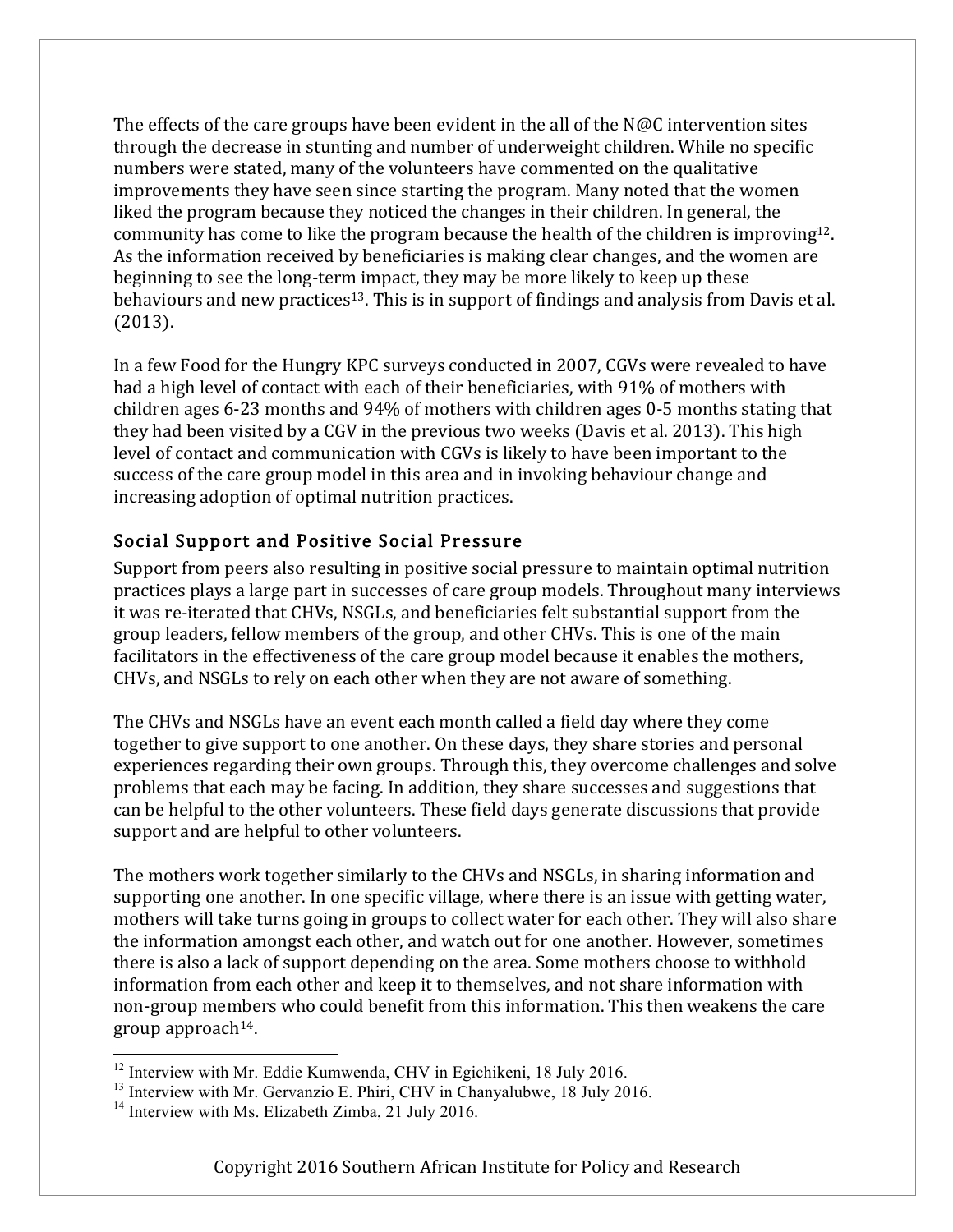The effects of the care groups have been evident in the all of the N@C intervention sites through the decrease in stunting and number of underweight children. While no specific numbers were stated, many of the volunteers have commented on the qualitative improvements they have seen since starting the program. Many noted that the women liked the program because they noticed the changes in their children. In general, the community has come to like the program because the health of the children is improving[12]. As the information received by beneficiaries is making clear changes, and the women are beginning to see the long-term impact, they may be more likely to keep up these behaviours and new practices[13]. This is in support of findings and analysis from Davis et al. (2013).

In a few Food for the Hungry KPC surveys conducted in 2007, CGVs were revealed to have had a high level of contact with each of their beneficiaries, with 91% of mothers with children ages 6-23 months and 94% of mothers with children ages 0-5 months stating that they had been visited by a CGV in the previous two weeks (Davis et al. 2013). This high level of contact and communication with CGVs is likely to have been important to the success of the care group model in this area and in invoking behaviour change and increasing adoption of optimal nutrition practices.

## Social Support and Positive Social Pressure

Support from peers also resulting in positive social pressure to maintain optimal nutrition practices plays a large part in successes of care group models. Throughout many interviews it was re-iterated that CHVs, NSGLs, and beneficiaries felt substantial support from the group leaders, fellow members of the group, and other CHVs. This is one of the main facilitators in the effectiveness of the care group model because it enables the mothers, CHVs, and NSGLs to rely on each other when they are not aware of something.

The CHVs and NSGLs have an event each month called a field day where they come together to give support to one another. On these days, they share stories and personal experiences regarding their own groups. Through this, they overcome challenges and solve problems that each may be facing. In addition, they share successes and suggestions that can be helpful to the other volunteers. These field days generate discussions that provide support and are helpful to other volunteers.

The mothers work together similarly to the CHVs and NSGLs, in sharing information and supporting one another. In one specific village, where there is an issue with getting water, mothers will take turns going in groups to collect water for each other. They will also share the information amongst each other, and watch out for one another. However, sometimes there is also a lack of support depending on the area. Some mothers choose to withhold information from each other and keep it to themselves, and not share information with non-group members who could benefit from this information. This then weakens the care group approach[14].

---

[12] Interview with Mr. Eddie Kumwenda, CHV in Egichikeni, 18 July 2016.

[13] Interview with Mr. Gervanzio E. Phiri, CHV in Chanyalubwe, 18 July 2016.

[14] Interview with Ms. Elizabeth Zimba, 21 July 2016.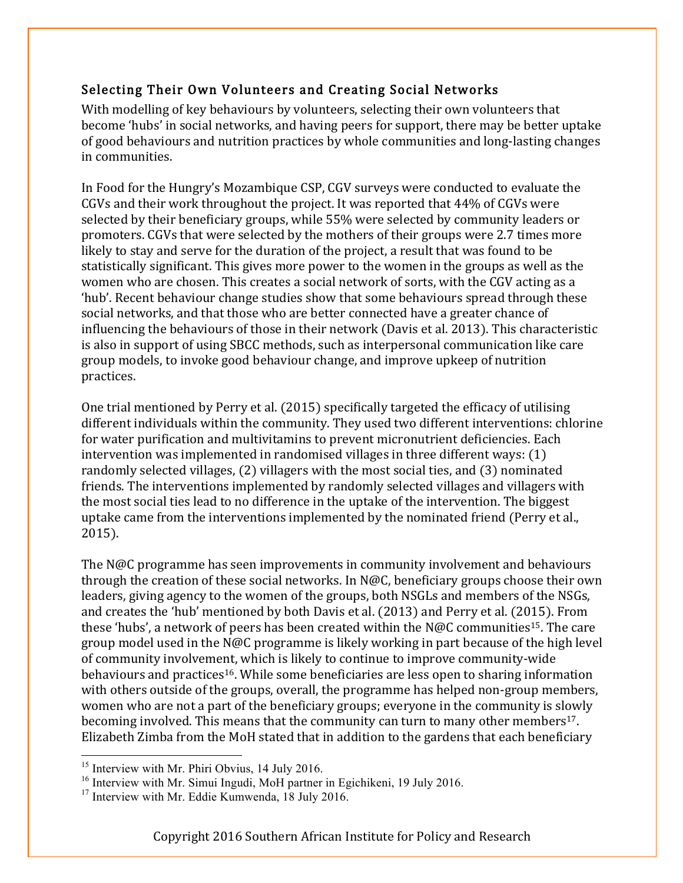## Selecting Their Own Volunteers and Creating Social Networks

With modelling of key behaviours by volunteers, selecting their own volunteers that become 'hubs' in social networks, and having peers for support, there may be better uptake of good behaviours and nutrition practices by whole communities and long-lasting changes in communities.

In Food for the Hungry's Mozambique CSP, CGV surveys were conducted to evaluate the CGVs and their work throughout the project. It was reported that 44% of CGVs were selected by their beneficiary groups, while 55% were selected by community leaders or promoters. CGVs that were selected by the mothers of their groups were 2.7 times more likely to stay and serve for the duration of the project, a result that was found to be statistically significant. This gives more power to the women in the groups as well as the women who are chosen. This creates a social network of sorts, with the CGV acting as a 'hub'. Recent behaviour change studies show that some behaviours spread through these social networks, and that those who are better connected have a greater chance of influencing the behaviours of those in their network (Davis et al. 2013). This characteristic is also in support of using SBCC methods, such as interpersonal communication like care group models, to invoke good behaviour change, and improve upkeep of nutrition practices.

One trial mentioned by Perry et al. (2015) specifically targeted the efficacy of utilising different individuals within the community. They used two different interventions: chlorine for water purification and multivitamins to prevent micronutrient deficiencies. Each intervention was implemented in randomised villages in three different ways: (1) randomly selected villages, (2) villagers with the most social ties, and (3) nominated friends. The interventions implemented by randomly selected villages and villagers with the most social ties lead to no difference in the uptake of the intervention. The biggest uptake came from the interventions implemented by the nominated friend (Perry et al., 2015).

The N@C programme has seen improvements in community involvement and behaviours through the creation of these social networks. In N@C, beneficiary groups choose their own leaders, giving agency to the women of the groups, both NSGLs and members of the NSGs, and creates the 'hub' mentioned by both Davis et al. (2013) and Perry et al. (2015). From these 'hubs', a network of peers has been created within the N@C communities[15]. The care group model used in the N@C programme is likely working in part because of the high level of community involvement, which is likely to continue to improve community-wide behaviours and practices[16]. While some beneficiaries are less open to sharing information with others outside of the groups, overall, the programme has helped non-group members, women who are not a part of the beneficiary groups; everyone in the community is slowly becoming involved. This means that the community can turn to many other members[17]. Elizabeth Zimba from the MoH stated that in addition to the gardens that each beneficiary

[15] Interview with Mr. Phiri Obvius, 14 July 2016.

[16] Interview with Mr. Simui Ingudi, MoH partner in Egichikeni, 19 July 2016.

[17] Interview with Mr. Eddie Kumwenda, 18 July 2016.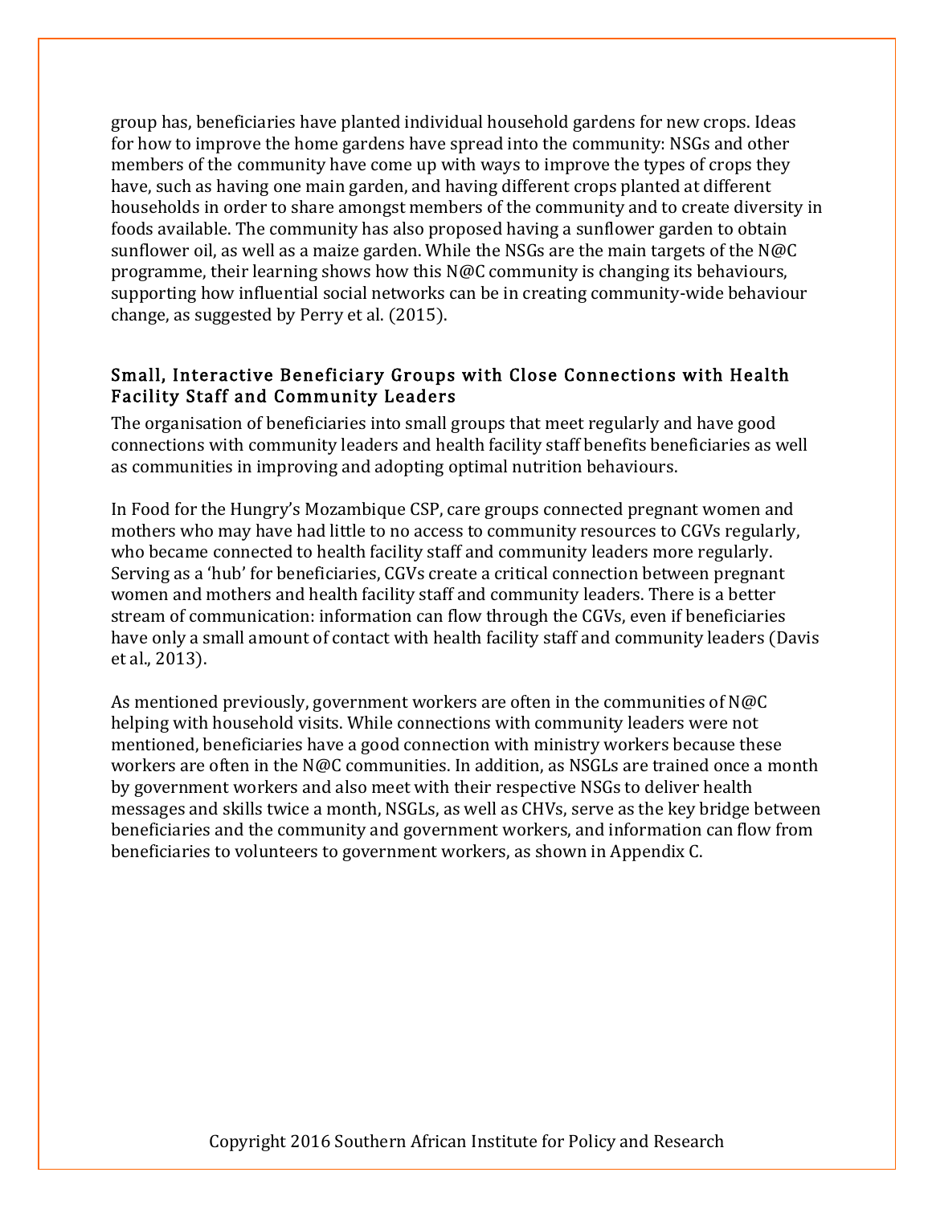group has, beneficiaries have planted individual household gardens for new crops. Ideas for how to improve the home gardens have spread into the community: NSGs and other members of the community have come up with ways to improve the types of crops they have, such as having one main garden, and having different crops planted at different households in order to share amongst members of the community and to create diversity in foods available. The community has also proposed having a sunflower garden to obtain sunflower oil, as well as a maize garden. While the NSGs are the main targets of the N@C programme, their learning shows how this N@C community is changing its behaviours, supporting how influential social networks can be in creating community-wide behaviour change, as suggested by Perry et al. (2015).

## Small, Interactive Beneficiary Groups with Close Connections with Health Facility Staff and Community Leaders

The organisation of beneficiaries into small groups that meet regularly and have good connections with community leaders and health facility staff benefits beneficiaries as well as communities in improving and adopting optimal nutrition behaviours.

In Food for the Hungry's Mozambique CSP, care groups connected pregnant women and mothers who may have had little to no access to community resources to CGVs regularly, who became connected to health facility staff and community leaders more regularly. Serving as a 'hub' for beneficiaries, CGVs create a critical connection between pregnant women and mothers and health facility staff and community leaders. There is a better stream of communication: information can flow through the CGVs, even if beneficiaries have only a small amount of contact with health facility staff and community leaders (Davis et al., 2013).

As mentioned previously, government workers are often in the communities of N@C helping with household visits. While connections with community leaders were not mentioned, beneficiaries have a good connection with ministry workers because these workers are often in the N@C communities. In addition, as NSGLs are trained once a month by government workers and also meet with their respective NSGs to deliver health messages and skills twice a month, NSGLs, as well as CHVs, serve as the key bridge between beneficiaries and the community and government workers, and information can flow from beneficiaries to volunteers to government workers, as shown in Appendix C.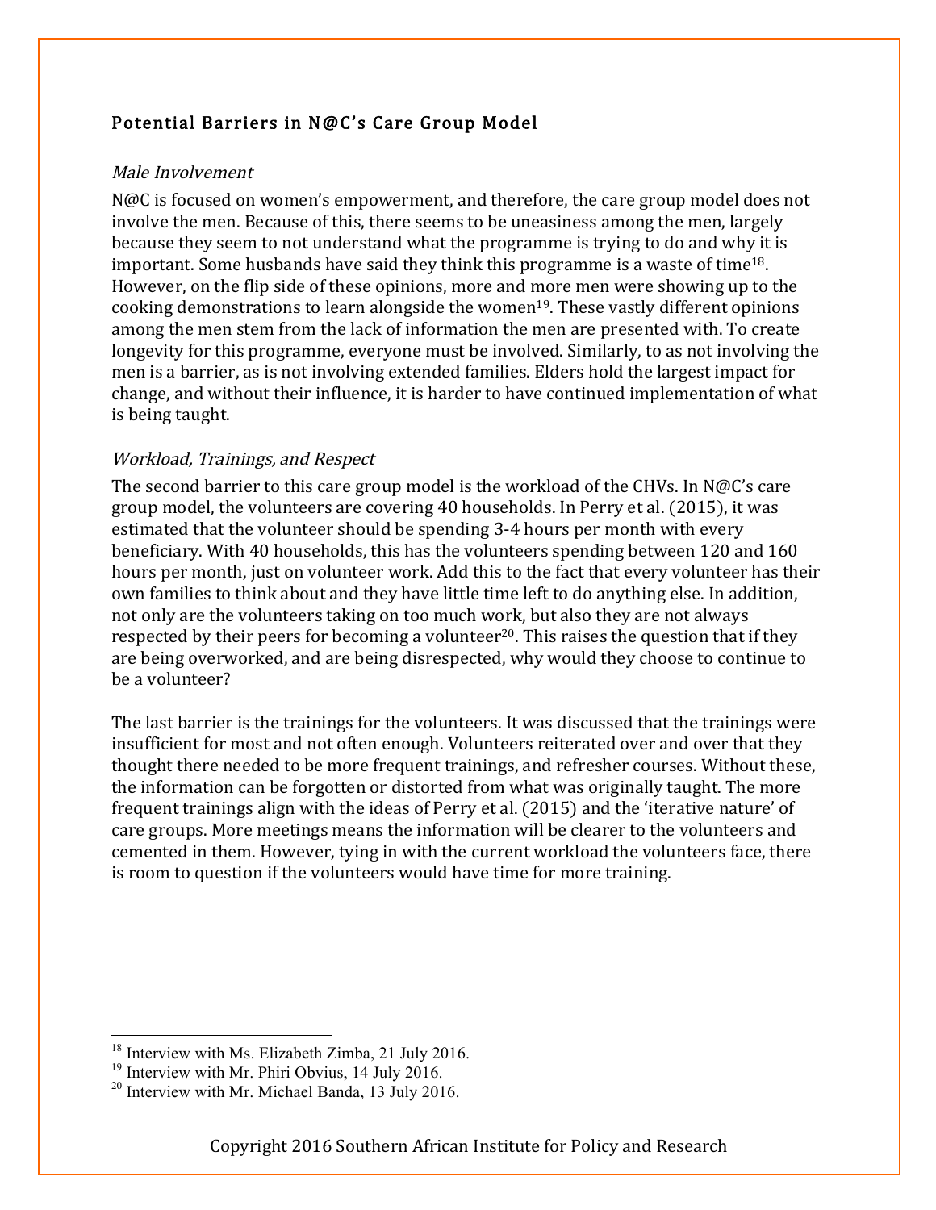## Potential Barriers in N@C's Care Group Model

### *Male Involvement*

N@C is focused on women's empowerment, and therefore, the care group model does not involve the men. Because of this, there seems to be uneasiness among the men, largely because they seem to not understand what the programme is trying to do and why it is important. Some husbands have said they think this programme is a waste of time[18]. However, on the flip side of these opinions, more and more men were showing up to the cooking demonstrations to learn alongside the women[19]. These vastly different opinions among the men stem from the lack of information the men are presented with. To create longevity for this programme, everyone must be involved. Similarly, to as not involving the men is a barrier, as is not involving extended families. Elders hold the largest impact for change, and without their influence, it is harder to have continued implementation of what is being taught.

### *Workload, Trainings, and Respect*

The second barrier to this care group model is the workload of the CHVs. In N@C's care group model, the volunteers are covering 40 households. In Perry et al. (2015), it was estimated that the volunteer should be spending 3-4 hours per month with every beneficiary. With 40 households, this has the volunteers spending between 120 and 160 hours per month, just on volunteer work. Add this to the fact that every volunteer has their own families to think about and they have little time left to do anything else. In addition, not only are the volunteers taking on too much work, but also they are not always respected by their peers for becoming a volunteer[20]. This raises the question that if they are being overworked, and are being disrespected, why would they choose to continue to be a volunteer?

The last barrier is the trainings for the volunteers. It was discussed that the trainings were insufficient for most and not often enough. Volunteers reiterated over and over that they thought there needed to be more frequent trainings, and refresher courses. Without these, the information can be forgotten or distorted from what was originally taught. The more frequent trainings align with the ideas of Perry et al. (2015) and the 'iterative nature' of care groups. More meetings means the information will be clearer to the volunteers and cemented in them. However, tying in with the current workload the volunteers face, there is room to question if the volunteers would have time for more training.

---

[18] Interview with Ms. Elizabeth Zimba, 21 July 2016.

[19] Interview with Mr. Phiri Obvius, 14 July 2016.

[20] Interview with Mr. Michael Banda, 13 July 2016.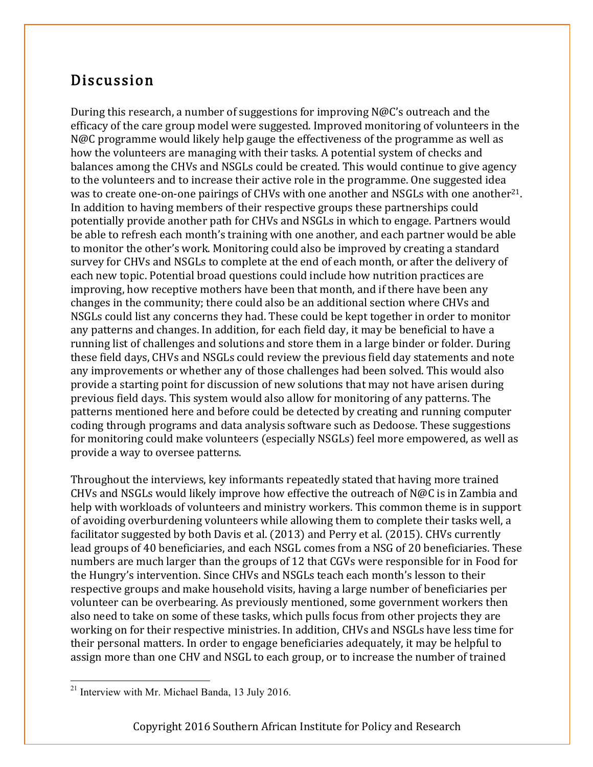## Discussion

During this research, a number of suggestions for improving N@C's outreach and the efficacy of the care group model were suggested. Improved monitoring of volunteers in the N@C programme would likely help gauge the effectiveness of the programme as well as how the volunteers are managing with their tasks. A potential system of checks and balances among the CHVs and NSGLs could be created. This would continue to give agency to the volunteers and to increase their active role in the programme. One suggested idea was to create one-on-one pairings of CHVs with one another and NSGLs with one another[21]. In addition to having members of their respective groups these partnerships could potentially provide another path for CHVs and NSGLs in which to engage. Partners would be able to refresh each month's training with one another, and each partner would be able to monitor the other's work. Monitoring could also be improved by creating a standard survey for CHVs and NSGLs to complete at the end of each month, or after the delivery of each new topic. Potential broad questions could include how nutrition practices are improving, how receptive mothers have been that month, and if there have been any changes in the community; there could also be an additional section where CHVs and NSGLs could list any concerns they had. These could be kept together in order to monitor any patterns and changes. In addition, for each field day, it may be beneficial to have a running list of challenges and solutions and store them in a large binder or folder. During these field days, CHVs and NSGLs could review the previous field day statements and note any improvements or whether any of those challenges had been solved. This would also provide a starting point for discussion of new solutions that may not have arisen during previous field days. This system would also allow for monitoring of any patterns. The patterns mentioned here and before could be detected by creating and running computer coding through programs and data analysis software such as Dedoose. These suggestions for monitoring could make volunteers (especially NSGLs) feel more empowered, as well as provide a way to oversee patterns.

Throughout the interviews, key informants repeatedly stated that having more trained CHVs and NSGLs would likely improve how effective the outreach of N@C is in Zambia and help with workloads of volunteers and ministry workers. This common theme is in support of avoiding overburdening volunteers while allowing them to complete their tasks well, a facilitator suggested by both Davis et al. (2013) and Perry et al. (2015). CHVs currently lead groups of 40 beneficiaries, and each NSGL comes from a NSG of 20 beneficiaries. These numbers are much larger than the groups of 12 that CGVs were responsible for in Food for the Hungry's intervention. Since CHVs and NSGLs teach each month's lesson to their respective groups and make household visits, having a large number of beneficiaries per volunteer can be overbearing. As previously mentioned, some government workers then also need to take on some of these tasks, which pulls focus from other projects they are working on for their respective ministries. In addition, CHVs and NSGLs have less time for their personal matters. In order to engage beneficiaries adequately, it may be helpful to assign more than one CHV and NSGL to each group, or to increase the number of trained

[21] Interview with Mr. Michael Banda, 13 July 2016.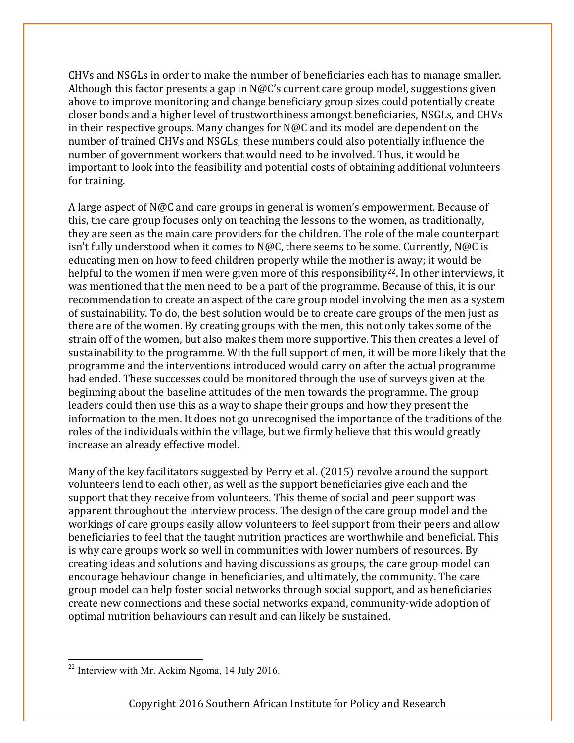CHVs and NSGLs in order to make the number of beneficiaries each has to manage smaller. Although this factor presents a gap in N@C's current care group model, suggestions given above to improve monitoring and change beneficiary group sizes could potentially create closer bonds and a higher level of trustworthiness amongst beneficiaries, NSGLs, and CHVs in their respective groups. Many changes for N@C and its model are dependent on the number of trained CHVs and NSGLs; these numbers could also potentially influence the number of government workers that would need to be involved. Thus, it would be important to look into the feasibility and potential costs of obtaining additional volunteers for training.

A large aspect of N@C and care groups in general is women's empowerment. Because of this, the care group focuses only on teaching the lessons to the women, as traditionally, they are seen as the main care providers for the children. The role of the male counterpart isn't fully understood when it comes to N@C, there seems to be some. Currently, N@C is educating men on how to feed children properly while the mother is away; it would be helpful to the women if men were given more of this responsibility[22]. In other interviews, it was mentioned that the men need to be a part of the programme. Because of this, it is our recommendation to create an aspect of the care group model involving the men as a system of sustainability. To do, the best solution would be to create care groups of the men just as there are of the women. By creating groups with the men, this not only takes some of the strain off of the women, but also makes them more supportive. This then creates a level of sustainability to the programme. With the full support of men, it will be more likely that the programme and the interventions introduced would carry on after the actual programme had ended. These successes could be monitored through the use of surveys given at the beginning about the baseline attitudes of the men towards the programme. The group leaders could then use this as a way to shape their groups and how they present the information to the men. It does not go unrecognised the importance of the traditions of the roles of the individuals within the village, but we firmly believe that this would greatly increase an already effective model.

Many of the key facilitators suggested by Perry et al. (2015) revolve around the support volunteers lend to each other, as well as the support beneficiaries give each and the support that they receive from volunteers. This theme of social and peer support was apparent throughout the interview process. The design of the care group model and the workings of care groups easily allow volunteers to feel support from their peers and allow beneficiaries to feel that the taught nutrition practices are worthwhile and beneficial. This is why care groups work so well in communities with lower numbers of resources. By creating ideas and solutions and having discussions as groups, the care group model can encourage behaviour change in beneficiaries, and ultimately, the community. The care group model can help foster social networks through social support, and as beneficiaries create new connections and these social networks expand, community-wide adoption of optimal nutrition behaviours can result and can likely be sustained.

---

[22] Interview with Mr. Ackim Ngoma, 14 July 2016.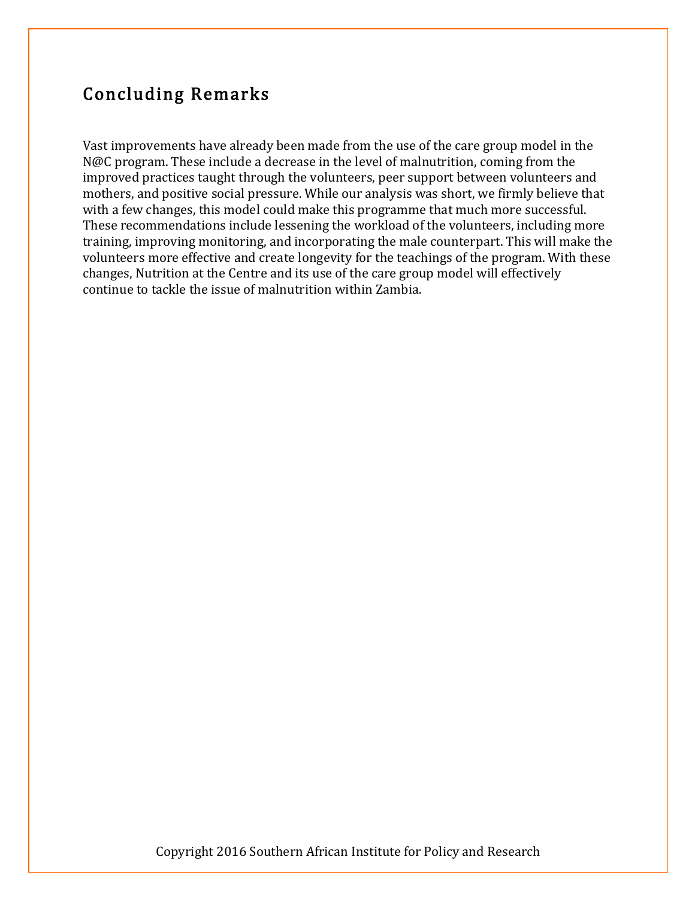## Concluding Remarks

Vast improvements have already been made from the use of the care group model in the N@C program. These include a decrease in the level of malnutrition, coming from the improved practices taught through the volunteers, peer support between volunteers and mothers, and positive social pressure. While our analysis was short, we firmly believe that with a few changes, this model could make this programme that much more successful. These recommendations include lessening the workload of the volunteers, including more training, improving monitoring, and incorporating the male counterpart. This will make the volunteers more effective and create longevity for the teachings of the program. With these changes, Nutrition at the Centre and its use of the care group model will effectively continue to tackle the issue of malnutrition within Zambia.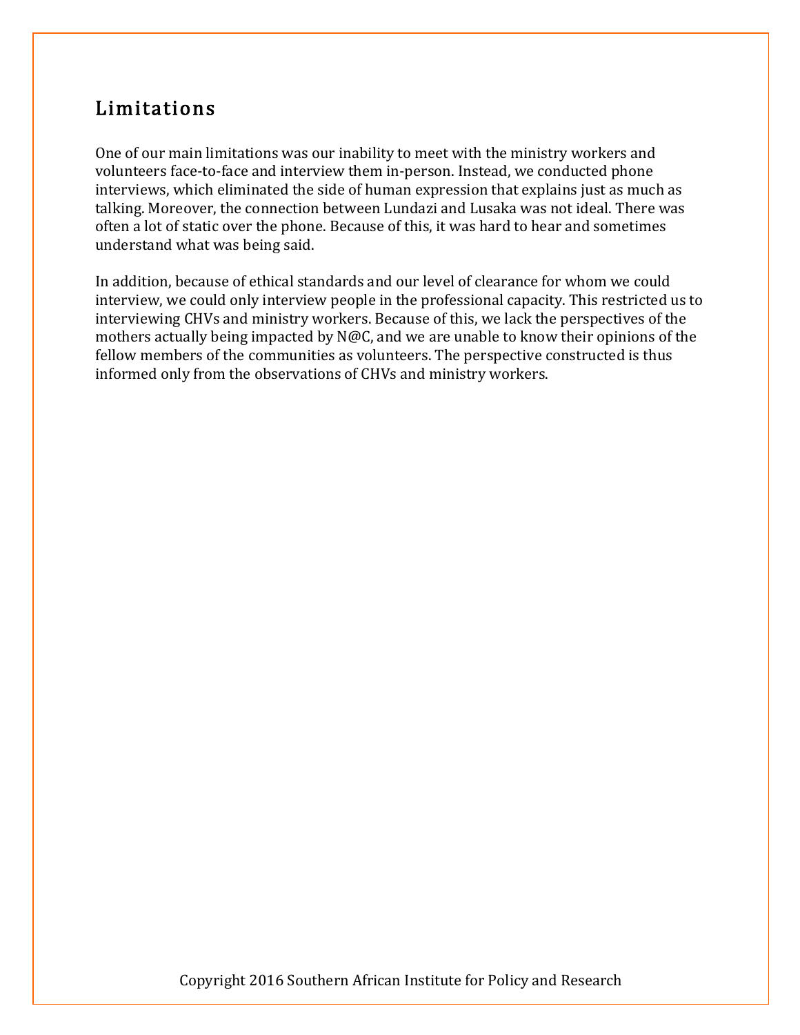## Limitations

One of our main limitations was our inability to meet with the ministry workers and volunteers face-to-face and interview them in-person. Instead, we conducted phone interviews, which eliminated the side of human expression that explains just as much as talking. Moreover, the connection between Lundazi and Lusaka was not ideal. There was often a lot of static over the phone. Because of this, it was hard to hear and sometimes understand what was being said.

In addition, because of ethical standards and our level of clearance for whom we could interview, we could only interview people in the professional capacity. This restricted us to interviewing CHVs and ministry workers. Because of this, we lack the perspectives of the mothers actually being impacted by N@C, and we are unable to know their opinions of the fellow members of the communities as volunteers. The perspective constructed is thus informed only from the observations of CHVs and ministry workers.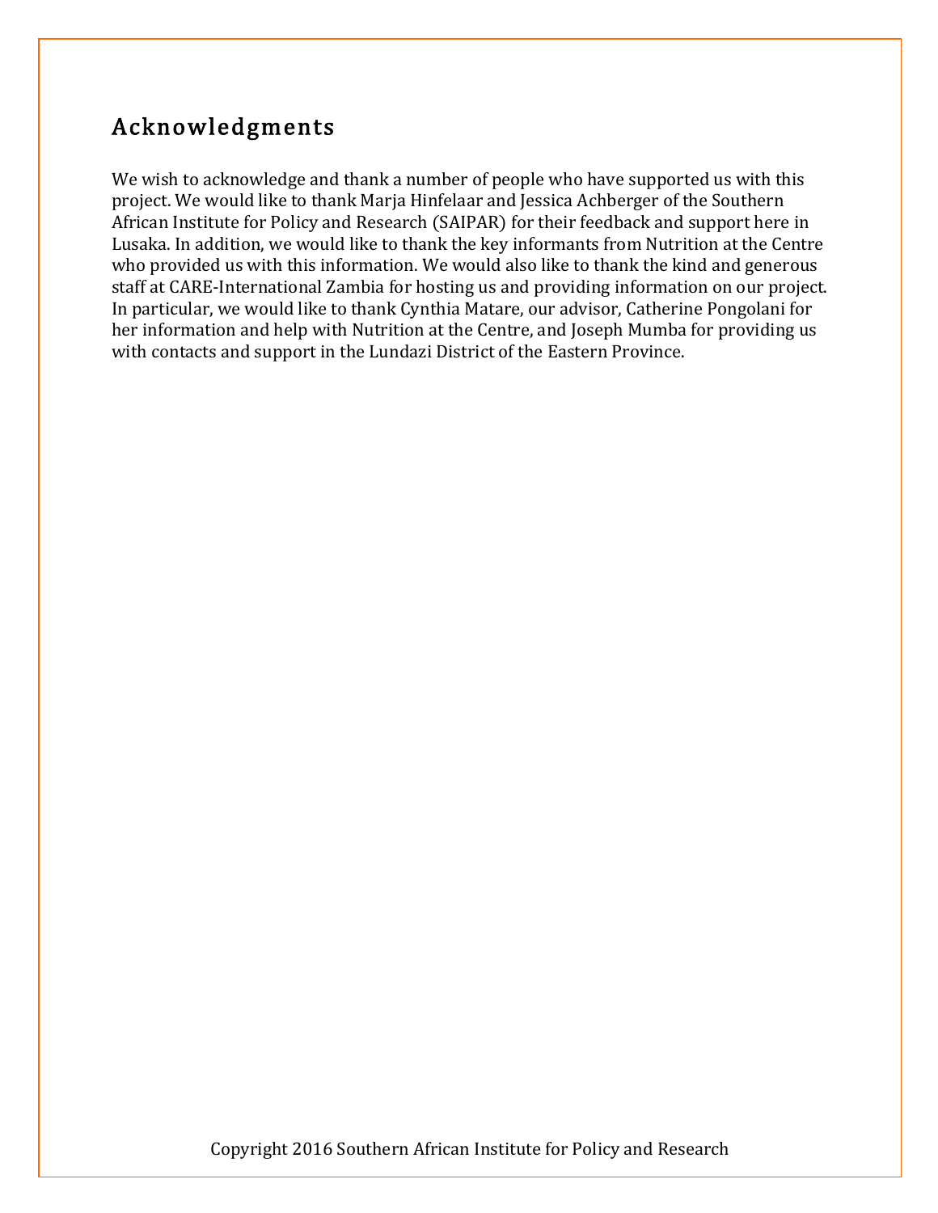## Acknowledgments

We wish to acknowledge and thank a number of people who have supported us with this project. We would like to thank Marja Hinfelaar and Jessica Achberger of the Southern African Institute for Policy and Research (SAIPAR) for their feedback and support here in Lusaka. In addition, we would like to thank the key informants from Nutrition at the Centre who provided us with this information. We would also like to thank the kind and generous staff at CARE-International Zambia for hosting us and providing information on our project. In particular, we would like to thank Cynthia Matare, our advisor, Catherine Pongolani for her information and help with Nutrition at the Centre, and Joseph Mumba for providing us with contacts and support in the Lundazi District of the Eastern Province.

Copyright 2016 Southern African Institute for Policy and Research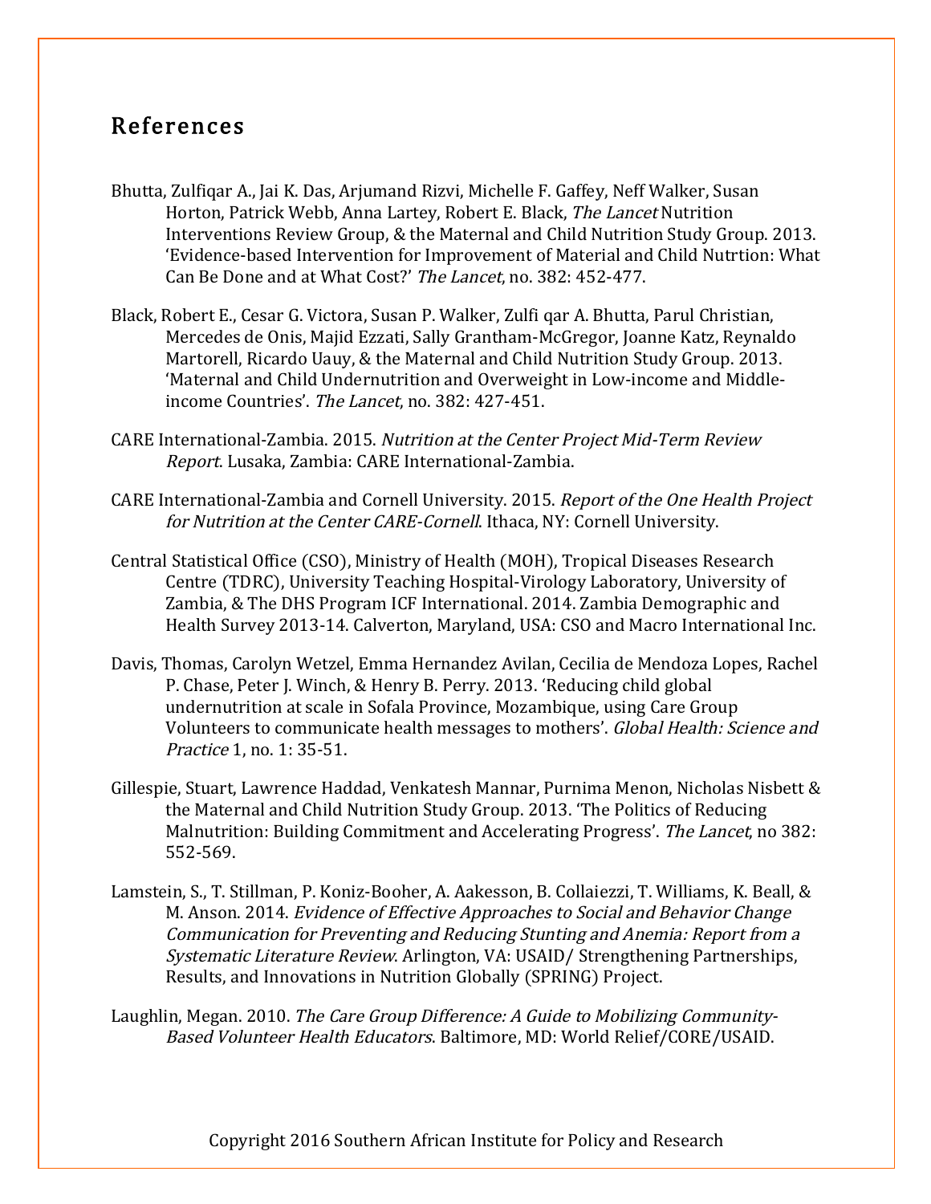## References

Bhutta, Zulfiqar A., Jai K. Das, Arjumand Rizvi, Michelle F. Gaffey, Neff Walker, Susan Horton, Patrick Webb, Anna Lartey, Robert E. Black, *The Lancet* Nutrition Interventions Review Group, & the Maternal and Child Nutrition Study Group. 2013. 'Evidence-based Intervention for Improvement of Material and Child Nutrtion: What Can Be Done and at What Cost?' *The Lancet*, no. 382: 452-477.

Black, Robert E., Cesar G. Victora, Susan P. Walker, Zulfi qar A. Bhutta, Parul Christian, Mercedes de Onis, Majid Ezzati, Sally Grantham-McGregor, Joanne Katz, Reynaldo Martorell, Ricardo Uauy, & the Maternal and Child Nutrition Study Group. 2013. 'Maternal and Child Undernutrition and Overweight in Low-income and Middle-income Countries'. *The Lancet*, no. 382: 427-451.

CARE International-Zambia. 2015. *Nutrition at the Center Project Mid-Term Review Report*. Lusaka, Zambia: CARE International-Zambia.

CARE International-Zambia and Cornell University. 2015. *Report of the One Health Project for Nutrition at the Center CARE-Cornell*. Ithaca, NY: Cornell University.

Central Statistical Office (CSO), Ministry of Health (MOH), Tropical Diseases Research Centre (TDRC), University Teaching Hospital-Virology Laboratory, University of Zambia, & The DHS Program ICF International. 2014. Zambia Demographic and Health Survey 2013-14. Calverton, Maryland, USA: CSO and Macro International Inc.

Davis, Thomas, Carolyn Wetzel, Emma Hernandez Avilan, Cecilia de Mendoza Lopes, Rachel P. Chase, Peter J. Winch, & Henry B. Perry. 2013. 'Reducing child global undernutrition at scale in Sofala Province, Mozambique, using Care Group Volunteers to communicate health messages to mothers'. *Global Health: Science and Practice* 1, no. 1: 35-51.

Gillespie, Stuart, Lawrence Haddad, Venkatesh Mannar, Purnima Menon, Nicholas Nisbett & the Maternal and Child Nutrition Study Group. 2013. 'The Politics of Reducing Malnutrition: Building Commitment and Accelerating Progress'. *The Lancet*, no 382: 552-569.

Lamstein, S., T. Stillman, P. Koniz-Booher, A. Aakesson, B. Collaiezzi, T. Williams, K. Beall, & M. Anson. 2014. *Evidence of Effective Approaches to Social and Behavior Change Communication for Preventing and Reducing Stunting and Anemia: Report from a Systematic Literature Review*. Arlington, VA: USAID/ Strengthening Partnerships, Results, and Innovations in Nutrition Globally (SPRING) Project.

Laughlin, Megan. 2010. *The Care Group Difference: A Guide to Mobilizing Community-Based Volunteer Health Educators*. Baltimore, MD: World Relief/CORE/USAID.

Copyright 2016 Southern African Institute for Policy and Research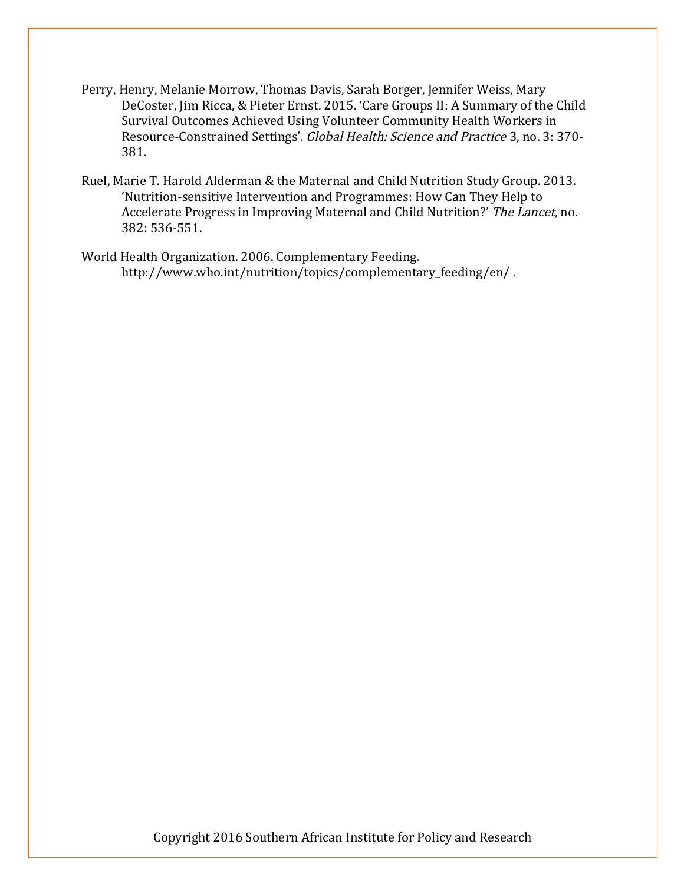Perry, Henry, Melanie Morrow, Thomas Davis, Sarah Borger, Jennifer Weiss, Mary DeCoster, Jim Ricca, & Pieter Ernst. 2015. 'Care Groups II: A Summary of the Child Survival Outcomes Achieved Using Volunteer Community Health Workers in Resource-Constrained Settings'. *Global Health: Science and Practice* 3, no. 3: 370-381.

Ruel, Marie T. Harold Alderman & the Maternal and Child Nutrition Study Group. 2013. 'Nutrition-sensitive Intervention and Programmes: How Can They Help to Accelerate Progress in Improving Maternal and Child Nutrition?' *The Lancet*, no. 382: 536-551.

World Health Organization. 2006. Complementary Feeding. http://www.who.int/nutrition/topics/complementary_feeding/en/ .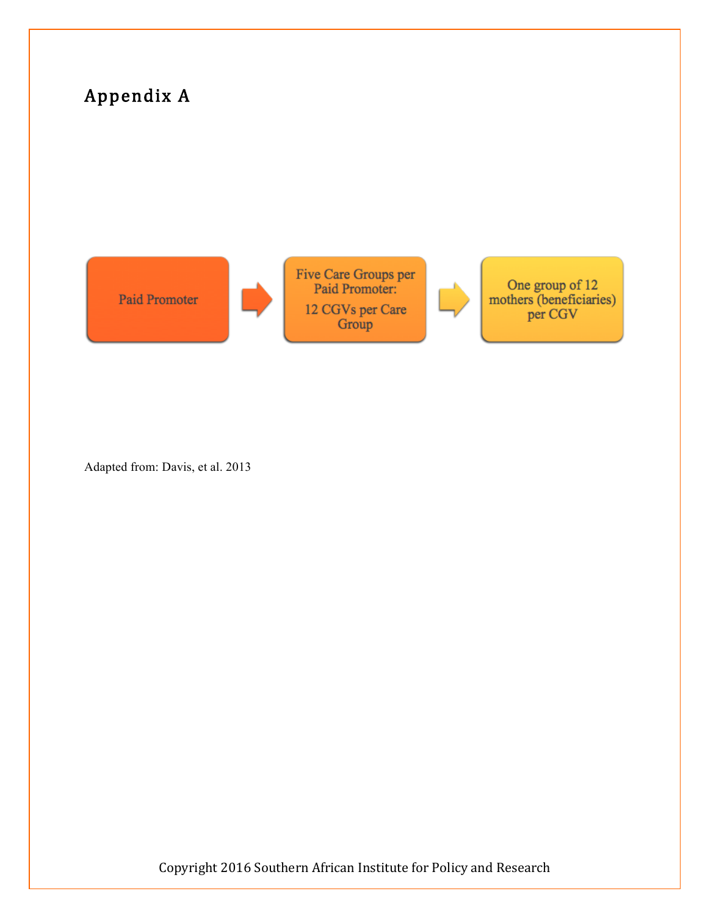## Appendix A

Paid Promoter → Five Care Groups per Paid Promoter: 12 CGVs per Care Group → One group of 12 mothers (beneficiaries) per CGV

Adapted from: Davis, et al. 2013

Copyright 2016 Southern African Institute for Policy and Research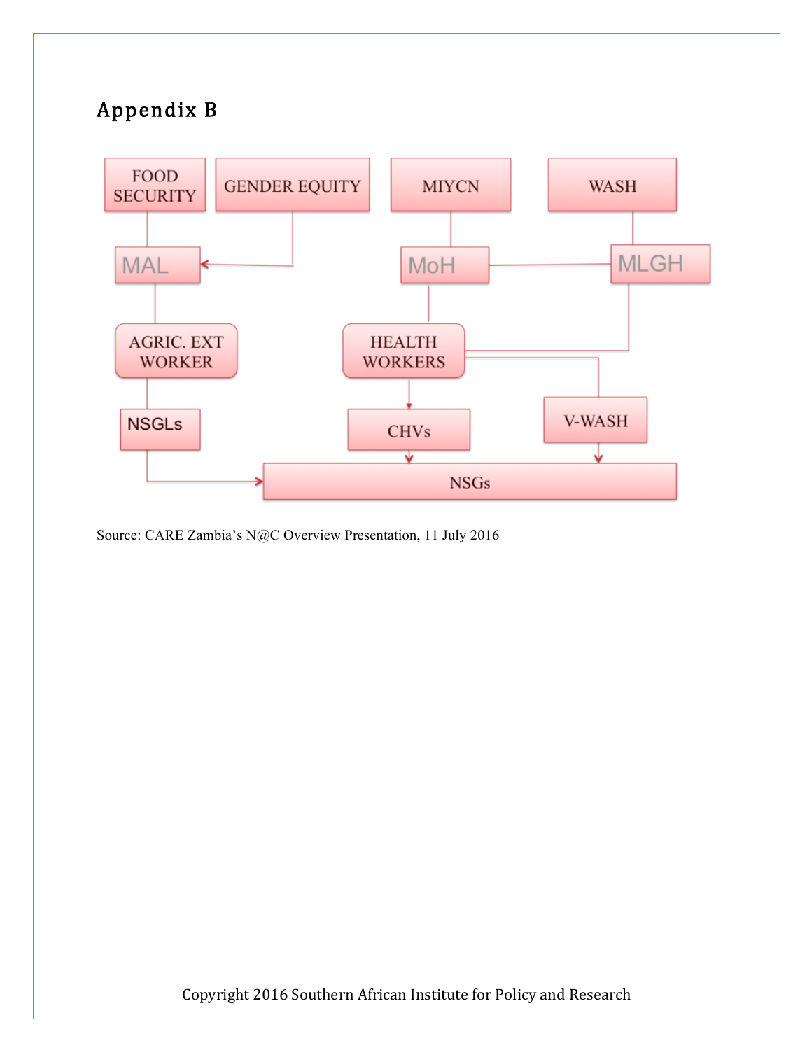## Appendix B

FOOD SECURITY | GENDER EQUITY | MIYCN | WASH

MAL | MoH | MLGH

AGRIC. EXT WORKER | HEALTH WORKERS

NSGLs | CHVs | V-WASH

NSGs

Source: CARE Zambia's N@C Overview Presentation, 11 July 2016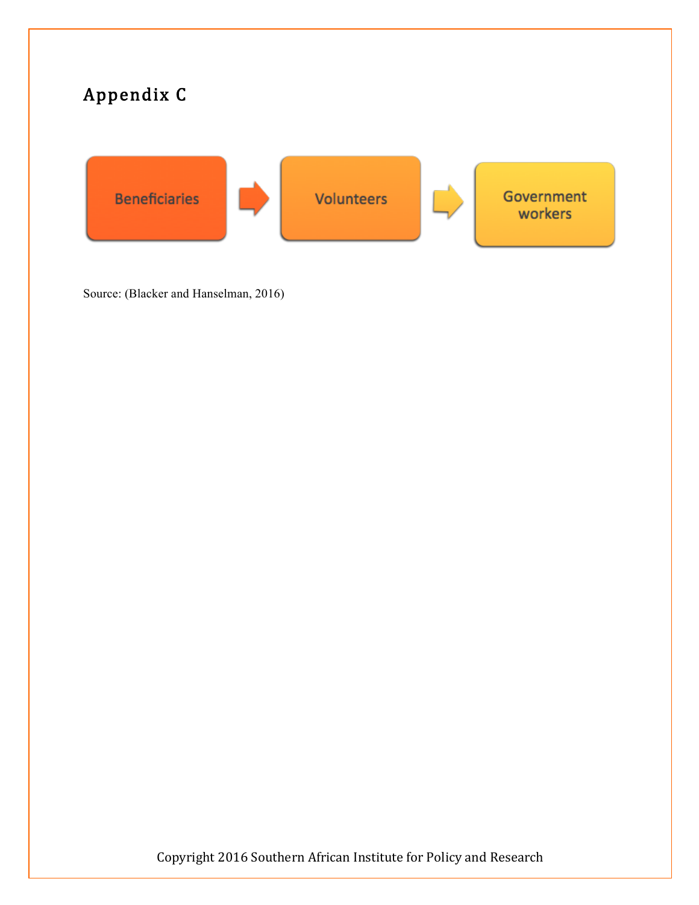## Appendix C

Beneficiaries

Volunteers

Government workers

Source: (Blacker and Hanselman, 2016)

Copyright 2016 Southern African Institute for Policy and Research